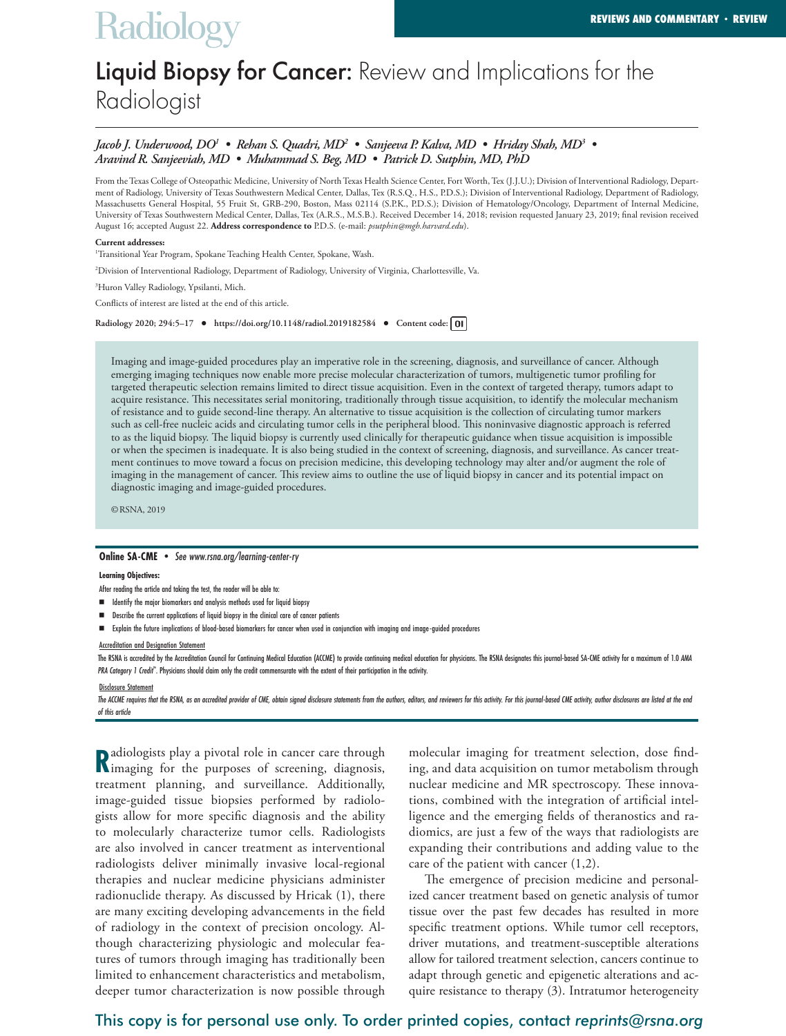# Liquid Biopsy for Cancer: Review and Implications for the Radiologist

*Jacob J. Underwood, DO[1] • Rehan S. Quadri, MD[2] • Sanjeeva P. Kalva, MD • Hriday Shah, MD[3] • Aravind R. Sanjeeviah, MD • Muhammad S. Beg, MD • Patrick D. Sutphin, MD, PhD*

From the Texas College of Osteopathic Medicine, University of North Texas Health Science Center, Fort Worth, Tex (J.J.U.); Division of Interventional Radiology, Department of Radiology, University of Texas Southwestern Medical Center, Dallas, Tex (R.S.Q., H.S., P.D.S.); Division of Interventional Radiology, Department of Radiology, Massachusetts General Hospital, 55 Fruit St, GRB-290, Boston, Mass 02114 (S.P.K., P.D.S.); Division of Hematology/Oncology, Department of Internal Medicine, University of Texas Southwestern Medical Center, Dallas, Tex (A.R.S., M.S.B.). Received December 14, 2018; revision requested January 23, 2019; final revision received August 16; accepted August 22. **Address correspondence to** P.D.S. (e-mail: *psutphin@mgh.harvard.edu*).

**Current addresses:**

[1]Transitional Year Program, Spokane Teaching Health Center, Spokane, Wash.

[2]Division of Interventional Radiology, Department of Radiology, University of Virginia, Charlottesville, Va.

[3]Huron Valley Radiology, Ypsilanti, Mich.

Conflicts of interest are listed at the end of this article.

**Radiology 2020; 294:5–17 • https://doi.org/10.1148/radiol.2019182584 • Content code: OI**

Imaging and image-guided procedures play an imperative role in the screening, diagnosis, and surveillance of cancer. Although emerging imaging techniques now enable more precise molecular characterization of tumors, multigenetic tumor profiling for targeted therapeutic selection remains limited to direct tissue acquisition. Even in the context of targeted therapy, tumors adapt to acquire resistance. This necessitates serial monitoring, traditionally through tissue acquisition, to identify the molecular mechanism of resistance and to guide second-line therapy. An alternative to tissue acquisition is the collection of circulating tumor markers such as cell-free nucleic acids and circulating tumor cells in the peripheral blood. This noninvasive diagnostic approach is referred to as the liquid biopsy. The liquid biopsy is currently used clinically for therapeutic guidance when tissue acquisition is impossible or when the specimen is inadequate. It is also being studied in the context of screening, diagnosis, and surveillance. As cancer treatment continues to move toward a focus on precision medicine, this developing technology may alter and/or augment the role of imaging in the management of cancer. This review aims to outline the use of liquid biopsy in cancer and its potential impact on diagnostic imaging and image-guided procedures.

©RSNA, 2019

**Online SA-CME** • *See www.rsna.org/learning-center-ry*

**Learning Objectives:**

After reading the article and taking the test, the reader will be able to:

- Identify the major biomarkers and analysis methods used for liquid biopsy
- Describe the current applications of liquid biopsy in the clinical care of cancer patients
- Explain the future implications of blood-based biomarkers for cancer when used in conjunction with imaging and image-guided procedures

Accreditation and Designation Statement

The RSNA is accredited by the Accreditation Council for Continuing Medical Education (ACCME) to provide continuing medical education for physicians. The RSNA designates this journal-based SA-CME activity for a maximum of 1.0 *AMA PRA Category 1 Credit*™. Physicians should claim only the credit commensurate with the extent of their participation in the activity.

Disclosure Statement

*The ACCME requires that the RSNA, as an accredited provider of CME, obtain signed disclosure statements from the authors, editors, and reviewers for this activity. For this journal-based CME activity, author disclosures are listed at the end of this article*

Radiologists play a pivotal role in cancer care through imaging for the purposes of screening, diagnosis, treatment planning, and surveillance. Additionally, image-guided tissue biopsies performed by radiologists allow for more specific diagnosis and the ability to molecularly characterize tumor cells. Radiologists are also involved in cancer treatment as interventional radiologists deliver minimally invasive local-regional therapies and nuclear medicine physicians administer radionuclide therapy. As discussed by Hricak (1), there are many exciting developing advancements in the field of radiology in the context of precision oncology. Although characterizing physiologic and molecular features of tumors through imaging has traditionally been limited to enhancement characteristics and metabolism, deeper tumor characterization is now possible through molecular imaging for treatment selection, dose finding, and data acquisition on tumor metabolism through nuclear medicine and MR spectroscopy. These innovations, combined with the integration of artificial intelligence and the emerging fields of theranostics and radiomics, are just a few of the ways that radiologists are expanding their contributions and adding value to the care of the patient with cancer (1,2).

The emergence of precision medicine and personalized cancer treatment based on genetic analysis of tumor tissue over the past few decades has resulted in more specific treatment options. While tumor cell receptors, driver mutations, and treatment-susceptible alterations allow for tailored treatment selection, cancers continue to adapt through genetic and epigenetic alterations and acquire resistance to therapy (3). Intratumor heterogeneity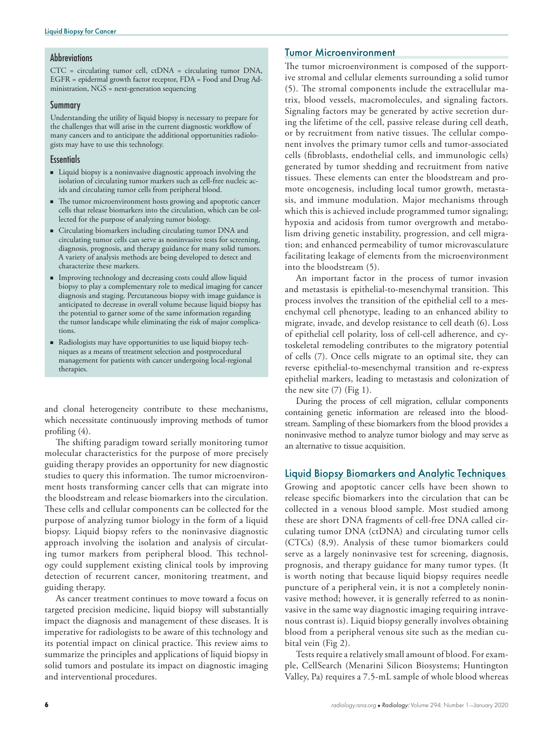### Abbreviations

CTC = circulating tumor cell, ctDNA = circulating tumor DNA, EGFR = epidermal growth factor receptor, FDA = Food and Drug Administration, NGS = next-generation sequencing

### Summary

Understanding the utility of liquid biopsy is necessary to prepare for the challenges that will arise in the current diagnostic workflow of many cancers and to anticipate the additional opportunities radiologists may have to use this technology.

### Essentials

- Liquid biopsy is a noninvasive diagnostic approach involving the isolation of circulating tumor markers such as cell-free nucleic acids and circulating tumor cells from peripheral blood.
- The tumor microenvironment hosts growing and apoptotic cancer cells that release biomarkers into the circulation, which can be collected for the purpose of analyzing tumor biology.
- Circulating biomarkers including circulating tumor DNA and circulating tumor cells can serve as noninvasive tests for screening, diagnosis, prognosis, and therapy guidance for many solid tumors. A variety of analysis methods are being developed to detect and characterize these markers.
- Improving technology and decreasing costs could allow liquid biopsy to play a complementary role to medical imaging for cancer diagnosis and staging. Percutaneous biopsy with image guidance is anticipated to decrease in overall volume because liquid biopsy has the potential to garner some of the same information regarding the tumor landscape while eliminating the risk of major complications.
- Radiologists may have opportunities to use liquid biopsy techniques as a means of treatment selection and postprocedural management for patients with cancer undergoing local-regional therapies.

and clonal heterogeneity contribute to these mechanisms, which necessitate continuously improving methods of tumor profiling (4).

The shifting paradigm toward serially monitoring tumor molecular characteristics for the purpose of more precisely guiding therapy provides an opportunity for new diagnostic studies to query this information. The tumor microenvironment hosts transforming cancer cells that can migrate into the bloodstream and release biomarkers into the circulation. These cells and cellular components can be collected for the purpose of analyzing tumor biology in the form of a liquid biopsy. Liquid biopsy refers to the noninvasive diagnostic approach involving the isolation and analysis of circulating tumor markers from peripheral blood. This technology could supplement existing clinical tools by improving detection of recurrent cancer, monitoring treatment, and guiding therapy.

As cancer treatment continues to move toward a focus on targeted precision medicine, liquid biopsy will substantially impact the diagnosis and management of these diseases. It is imperative for radiologists to be aware of this technology and its potential impact on clinical practice. This review aims to summarize the principles and applications of liquid biopsy in solid tumors and postulate its impact on diagnostic imaging and interventional procedures.

## Tumor Microenvironment

The tumor microenvironment is composed of the supportive stromal and cellular elements surrounding a solid tumor (5). The stromal components include the extracellular matrix, blood vessels, macromolecules, and signaling factors. Signaling factors may be generated by active secretion during the lifetime of the cell, passive release during cell death, or by recruitment from native tissues. The cellular component involves the primary tumor cells and tumor-associated cells (fibroblasts, endothelial cells, and immunologic cells) generated by tumor shedding and recruitment from native tissues. These elements can enter the bloodstream and promote oncogenesis, including local tumor growth, metastasis, and immune modulation. Major mechanisms through which this is achieved include programmed tumor signaling; hypoxia and acidosis from tumor overgrowth and metabolism driving genetic instability, progression, and cell migration; and enhanced permeability of tumor microvasculature facilitating leakage of elements from the microenvironment into the bloodstream (5).

An important factor in the process of tumor invasion and metastasis is epithelial-to-mesenchymal transition. This process involves the transition of the epithelial cell to a mesenchymal cell phenotype, leading to an enhanced ability to migrate, invade, and develop resistance to cell death (6). Loss of epithelial cell polarity, loss of cell-cell adherence, and cytoskeletal remodeling contributes to the migratory potential of cells (7). Once cells migrate to an optimal site, they can reverse epithelial-to-mesenchymal transition and re-express epithelial markers, leading to metastasis and colonization of the new site (7) (Fig 1).

During the process of cell migration, cellular components containing genetic information are released into the bloodstream. Sampling of these biomarkers from the blood provides a noninvasive method to analyze tumor biology and may serve as an alternative to tissue acquisition.

## Liquid Biopsy Biomarkers and Analytic Techniques

Growing and apoptotic cancer cells have been shown to release specific biomarkers into the circulation that can be collected in a venous blood sample. Most studied among these are short DNA fragments of cell-free DNA called circulating tumor DNA (ctDNA) and circulating tumor cells (CTCs) (8,9). Analysis of these tumor biomarkers could serve as a largely noninvasive test for screening, diagnosis, prognosis, and therapy guidance for many tumor types. (It is worth noting that because liquid biopsy requires needle puncture of a peripheral vein, it is not a completely noninvasive method; however, it is generally referred to as noninvasive in the same way diagnostic imaging requiring intravenous contrast is). Liquid biopsy generally involves obtaining blood from a peripheral venous site such as the median cubital vein (Fig 2).

Tests require a relatively small amount of blood. For example, CellSearch (Menarini Silicon Biosystems; Huntington Valley, Pa) requires a 7.5-mL sample of whole blood whereas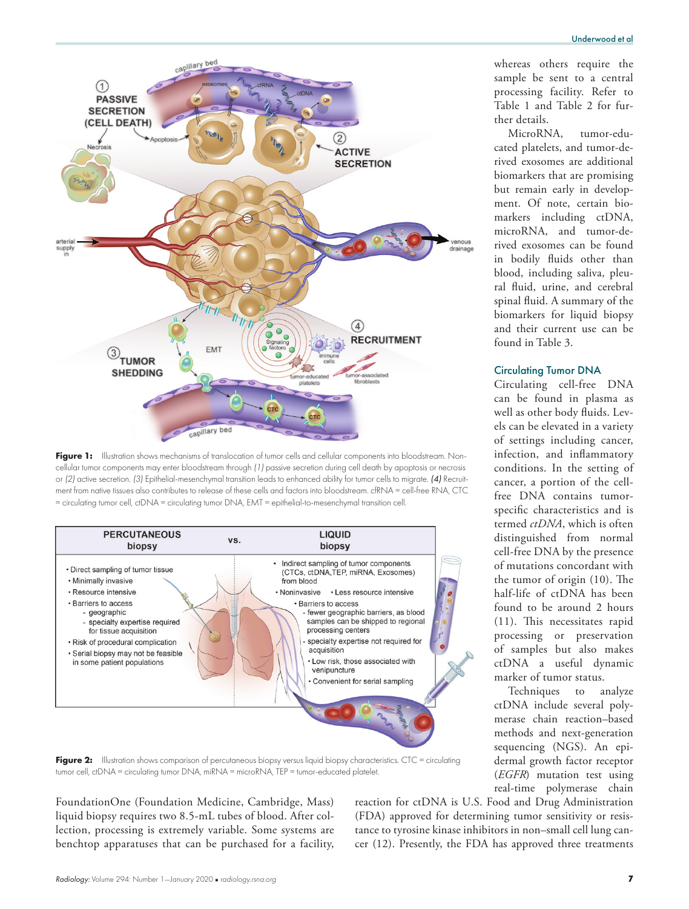**Figure 1:** Illustration shows mechanisms of translocation of tumor cells and cellular components into bloodstream. Noncellular tumor components may enter bloodstream through *(1)* passive secretion during cell death by apoptosis or necrosis or *(2)* active secretion. *(3)* Epithelial-mesenchymal transition leads to enhanced ability for tumor cells to migrate. *(4)* Recruitment from native tissues also contributes to release of these cells and factors into bloodstream. cfRNA = cell-free RNA, CTC = circulating tumor cell, ctDNA = circulating tumor DNA, EMT = epithelial-to-mesenchymal transition cell.

| PERCUTANEOUS biopsy | vs. | LIQUID biopsy |
|---|---|---|
| • Direct sampling of tumor tissue<br>• Minimally invasive<br>• Resource intensive<br>• Barriers to access<br>- geographic<br>- specialty expertise required for tissue acquisition<br>• Risk of procedural complication<br>• Serial biopsy may not be feasible in some patient populations | | • Indirect sampling of tumor components (CTCs, ctDNA,TEP, miRNA, Exosomes) from blood<br>• Noninvasive • Less resource intensive<br>• Barriers to access<br>- fewer geographic barriers, as blood samples can be shipped to regional processing centers<br>- specialty expertise not required for acquisition<br>• Low risk, those associated with venipuncture<br>• Convenient for serial sampling |

**Figure 2:** Illustration shows comparison of percutaneous biopsy versus liquid biopsy characteristics. CTC = circulating tumor cell, ctDNA = circulating tumor DNA, miRNA = microRNA, TEP = tumor-educated platelet.

FoundationOne (Foundation Medicine, Cambridge, Mass) liquid biopsy requires two 8.5-mL tubes of blood. After collection, processing is extremely variable. Some systems are benchtop apparatuses that can be purchased for a facility, whereas others require the sample be sent to a central processing facility. Refer to Table 1 and Table 2 for further details.

MicroRNA, tumor-educated platelets, and tumor-derived exosomes are additional biomarkers that are promising but remain early in development. Of note, certain biomarkers including ctDNA, microRNA, and tumor-derived exosomes can be found in bodily fluids other than blood, including saliva, pleural fluid, urine, and cerebral spinal fluid. A summary of the biomarkers for liquid biopsy and their current use can be found in Table 3.

## Circulating Tumor DNA

Circulating cell-free DNA can be found in plasma as well as other body fluids. Levels can be elevated in a variety of settings including cancer, infection, and inflammatory conditions. In the setting of cancer, a portion of the cell-free DNA contains tumor-specific characteristics and is termed *ctDNA*, which is often distinguished from normal cell-free DNA by the presence of mutations concordant with the tumor of origin (10). The half-life of ctDNA has been found to be around 2 hours (11). This necessitates rapid processing or preservation of samples but also makes ctDNA a useful dynamic marker of tumor status.

Techniques to analyze ctDNA include several polymerase chain reaction–based methods and next-generation sequencing (NGS). An epidermal growth factor receptor (*EGFR*) mutation test using real-time polymerase chain reaction for ctDNA is U.S. Food and Drug Administration (FDA) approved for determining tumor sensitivity or resistance to tyrosine kinase inhibitors in non–small cell lung cancer (12). Presently, the FDA has approved three treatments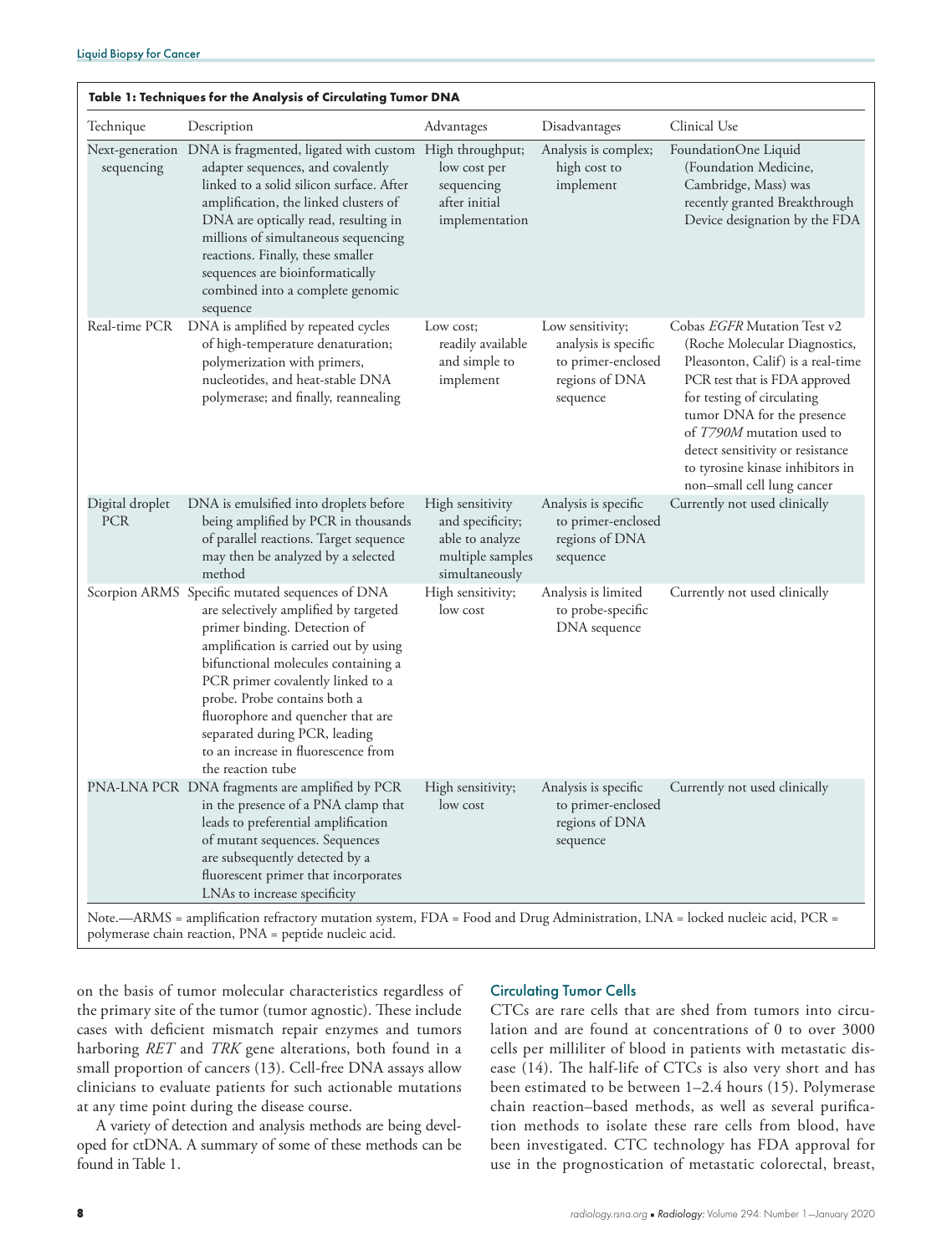**Table 1: Techniques for the Analysis of Circulating Tumor DNA**

| Technique | Description | Advantages | Disadvantages | Clinical Use |
|---|---|---|---|---|
| Next-generation sequencing | DNA is fragmented, ligated with custom adapter sequences, and covalently linked to a solid silicon surface. After amplification, the linked clusters of DNA are optically read, resulting in millions of simultaneous sequencing reactions. Finally, these smaller sequences are bioinformatically combined into a complete genomic sequence | High throughput; low cost per sequencing after initial implementation | Analysis is complex; high cost to implement | FoundationOne Liquid (Foundation Medicine, Cambridge, Mass) was recently granted Breakthrough Device designation by the FDA |
| Real-time PCR | DNA is amplified by repeated cycles of high-temperature denaturation; polymerization with primers, nucleotides, and heat-stable DNA polymerase; and finally, reannealing | Low cost; readily available and simple to implement | Low sensitivity; analysis is specific to primer-enclosed regions of DNA sequence | Cobas *EGFR* Mutation Test v2 (Roche Molecular Diagnostics, Pleasonton, Calif) is a real-time PCR test that is FDA approved for testing of circulating tumor DNA for the presence of *T790M* mutation used to detect sensitivity or resistance to tyrosine kinase inhibitors in non–small cell lung cancer |
| Digital droplet PCR | DNA is emulsified into droplets before being amplified by PCR in thousands of parallel reactions. Target sequence may then be analyzed by a selected method | High sensitivity and specificity; able to analyze multiple samples simultaneously | Analysis is specific to primer-enclosed regions of DNA sequence | Currently not used clinically |
| Scorpion ARMS | Specific mutated sequences of DNA are selectively amplified by targeted primer binding. Detection of amplification is carried out by using bifunctional molecules containing a PCR primer covalently linked to a probe. Probe contains both a fluorophore and quencher that are separated during PCR, leading to an increase in fluorescence from the reaction tube | High sensitivity; low cost | Analysis is limited to probe-specific DNA sequence | Currently not used clinically |
| PNA-LNA PCR | DNA fragments are amplified by PCR in the presence of a PNA clamp that leads to preferential amplification of mutant sequences. Sequences are subsequently detected by a fluorescent primer that incorporates LNAs to increase specificity | High sensitivity; low cost | Analysis is specific to primer-enclosed regions of DNA sequence | Currently not used clinically |

Note.—ARMS = amplification refractory mutation system, FDA = Food and Drug Administration, LNA = locked nucleic acid, PCR = polymerase chain reaction, PNA = peptide nucleic acid.

on the basis of tumor molecular characteristics regardless of the primary site of the tumor (tumor agnostic). These include cases with deficient mismatch repair enzymes and tumors harboring *RET* and *TRK* gene alterations, both found in a small proportion of cancers (13). Cell-free DNA assays allow clinicians to evaluate patients for such actionable mutations at any time point during the disease course.

A variety of detection and analysis methods are being developed for ctDNA. A summary of some of these methods can be found in Table 1.

## Circulating Tumor Cells

CTCs are rare cells that are shed from tumors into circulation and are found at concentrations of 0 to over 3000 cells per milliliter of blood in patients with metastatic disease (14). The half-life of CTCs is also very short and has been estimated to be between 1–2.4 hours (15). Polymerase chain reaction–based methods, as well as several purification methods to isolate these rare cells from blood, have been investigated. CTC technology has FDA approval for use in the prognostication of metastatic colorectal, breast,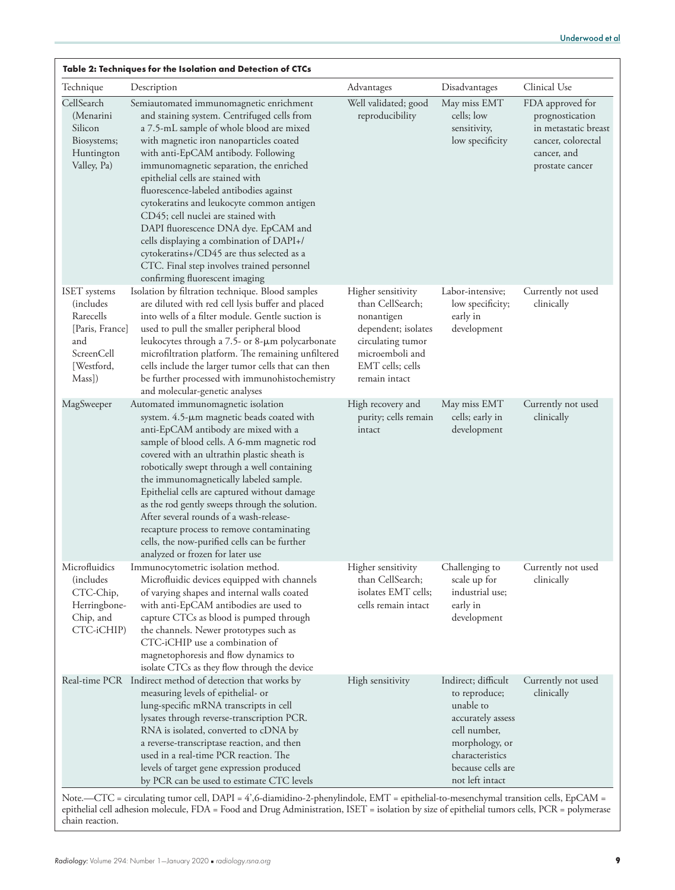**Table 2: Techniques for the Isolation and Detection of CTCs**

| Technique | Description | Advantages | Disadvantages | Clinical Use |
|---|---|---|---|---|
| CellSearch (Menarini Silicon Biosystems; Huntington Valley, Pa) | Semiautomated immunomagnetic enrichment and staining system. Centrifuged cells from a 7.5-mL sample of whole blood are mixed with magnetic iron nanoparticles coated with anti-EpCAM antibody. Following immunomagnetic separation, the enriched epithelial cells are stained with fluorescence-labeled antibodies against cytokeratins and leukocyte common antigen CD45; cell nuclei are stained with DAPI fluorescence DNA dye. EpCAM and cells displaying a combination of DAPI+/cytokeratins+/CD45 are thus selected as a CTC. Final step involves trained personnel confirming fluorescent imaging | Well validated; good reproducibility | May miss EMT cells; low sensitivity, low specificity | FDA approved for prognostication in metastatic breast cancer, colorectal cancer, and prostate cancer |
| ISET systems (includes Rarecells [Paris, France] and ScreenCell [Westford, Mass]) | Isolation by filtration technique. Blood samples are diluted with red cell lysis buffer and placed into wells of a filter module. Gentle suction is used to pull the smaller peripheral blood leukocytes through a 7.5- or 8-μm polycarbonate microfiltration platform. The remaining unfiltered cells include the larger tumor cells that can then be further processed with immunohistochemistry and molecular-genetic analyses | Higher sensitivity than CellSearch; nonantigen dependent; isolates circulating tumor microemboli and EMT cells; cells remain intact | Labor-intensive; low specificity; early in development | Currently not used clinically |
| MagSweeper | Automated immunomagnetic isolation system. 4.5-μm magnetic beads coated with anti-EpCAM antibody are mixed with a sample of blood cells. A 6-mm magnetic rod covered with an ultrathin plastic sheath is robotically swept through a well containing the immunomagnetically labeled sample. Epithelial cells are captured without damage as the rod gently sweeps through the solution. After several rounds of a wash-release-recapture process to remove contaminating cells, the now-purified cells can be further analyzed or frozen for later use | High recovery and purity; cells remain intact | May miss EMT cells; early in development | Currently not used clinically |
| Microfluidics (includes CTC-Chip, Herringbone-Chip, and CTC-iCHIP) | Immunocytometric isolation method. Microfluidic devices equipped with channels of varying shapes and internal walls coated with anti-EpCAM antibodies are used to capture CTCs as blood is pumped through the channels. Newer prototypes such as CTC-iCHIP use a combination of magnetophoresis and flow dynamics to isolate CTCs as they flow through the device | Higher sensitivity than CellSearch; isolates EMT cells; cells remain intact | Challenging to scale up for industrial use; early in development | Currently not used clinically |
| Real-time PCR | Indirect method of detection that works by measuring levels of epithelial- or lung-specific mRNA transcripts in cell lysates through reverse-transcription PCR. RNA is isolated, converted to cDNA by a reverse-transcriptase reaction, and then used in a real-time PCR reaction. The levels of target gene expression produced by PCR can be used to estimate CTC levels | High sensitivity | Indirect; difficult to reproduce; unable to accurately assess cell number, morphology, or characteristics because cells are not left intact | Currently not used clinically |

Note.—CTC = circulating tumor cell, DAPI = 4′,6-diamidino-2-phenylindole, EMT = epithelial-to-mesenchymal transition cells, EpCAM = epithelial cell adhesion molecule, FDA = Food and Drug Administration, ISET = isolation by size of epithelial tumors cells, PCR = polymerase chain reaction.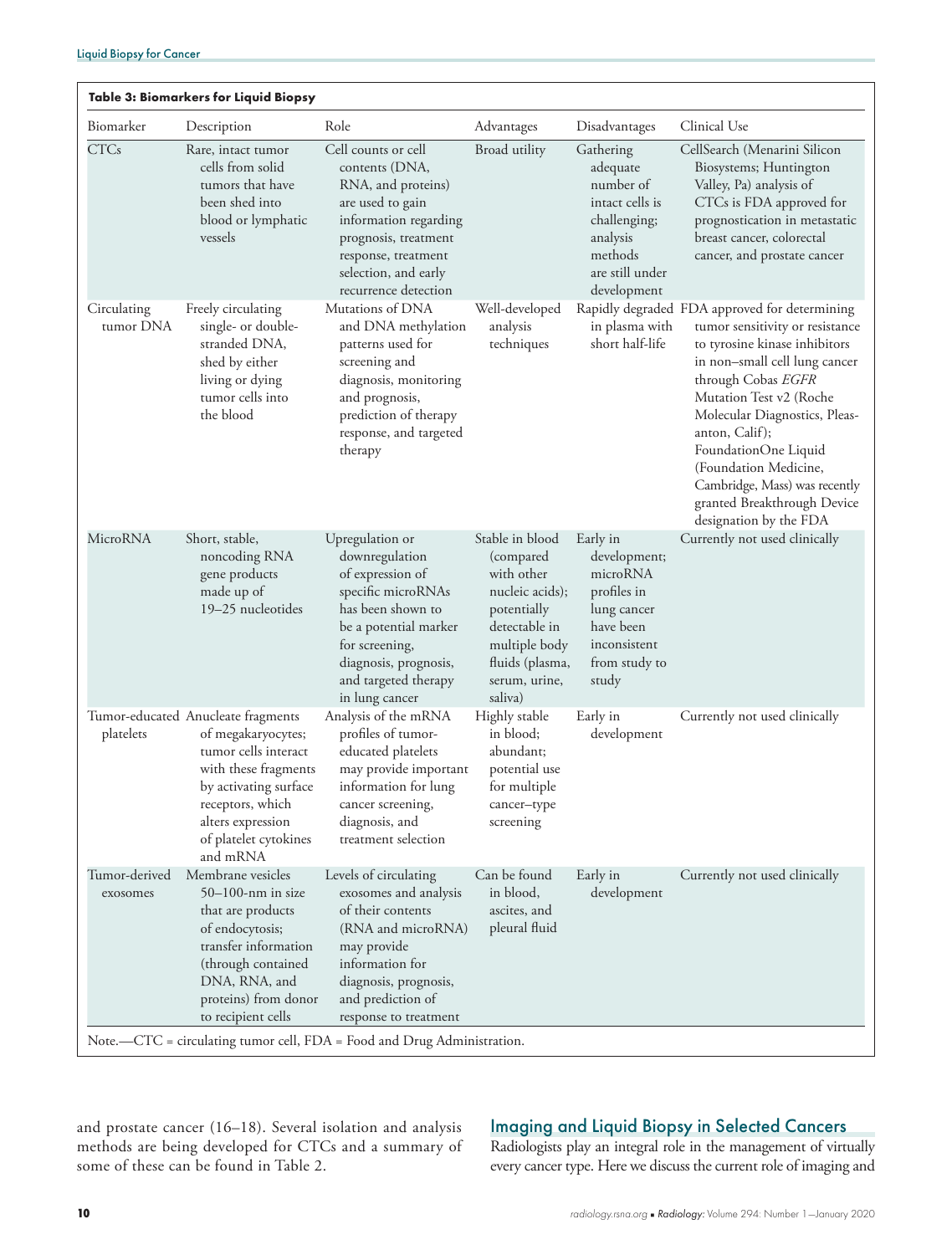**Table 3: Biomarkers for Liquid Biopsy**

| Biomarker | Description | Role | Advantages | Disadvantages | Clinical Use |
|---|---|---|---|---|---|
| CTCs | Rare, intact tumor cells from solid tumors that have been shed into blood or lymphatic vessels | Cell counts or cell contents (DNA, RNA, and proteins) are used to gain information regarding prognosis, treatment response, treatment selection, and early recurrence detection | Broad utility | Gathering adequate number of intact cells is challenging; analysis methods are still under development | CellSearch (Menarini Silicon Biosystems; Huntington Valley, Pa) analysis of CTCs is FDA approved for prognostication in metastatic breast cancer, colorectal cancer, and prostate cancer |
| Circulating tumor DNA | Freely circulating single- or double-stranded DNA, shed by either living or dying tumor cells into the blood | Mutations of DNA and DNA methylation patterns used for screening and diagnosis, monitoring and prognosis, prediction of therapy response, and targeted therapy | Well-developed analysis techniques | Rapidly degraded in plasma with short half-life | FDA approved for determining tumor sensitivity or resistance to tyrosine kinase inhibitors in non–small cell lung cancer through Cobas *EGFR* Mutation Test v2 (Roche Molecular Diagnostics, Pleasanton, Calif); FoundationOne Liquid (Foundation Medicine, Cambridge, Mass) was recently granted Breakthrough Device designation by the FDA |
| MicroRNA | Short, stable, noncoding RNA gene products made up of 19–25 nucleotides | Upregulation or downregulation of expression of specific microRNAs has been shown to be a potential marker for screening, diagnosis, prognosis, and targeted therapy in lung cancer | Stable in blood (compared with other nucleic acids); potentially detectable in multiple body fluids (plasma, serum, urine, saliva) | Early in development; microRNA profiles in lung cancer have been inconsistent from study to study | Currently not used clinically |
| Tumor-educated platelets | Anucleate fragments of megakaryocytes; tumor cells interact with these fragments by activating surface receptors, which alters expression of platelet cytokines and mRNA | Analysis of the mRNA profiles of tumor-educated platelets may provide important information for lung cancer screening, diagnosis, and treatment selection | Highly stable in blood; abundant; potential use for multiple cancer–type screening | Early in development | Currently not used clinically |
| Tumor-derived exosomes | Membrane vesicles 50–100-nm in size that are products of endocytosis; transfer information (through contained DNA, RNA, and proteins) from donor to recipient cells | Levels of circulating exosomes and analysis of their contents (RNA and microRNA) may provide information for diagnosis, prognosis, and prediction of response to treatment | Can be found in blood, ascites, and pleural fluid | Early in development | Currently not used clinically |

Note.—CTC = circulating tumor cell, FDA = Food and Drug Administration.

and prostate cancer (16–18). Several isolation and analysis methods are being developed for CTCs and a summary of some of these can be found in Table 2.

## Imaging and Liquid Biopsy in Selected Cancers

Radiologists play an integral role in the management of virtually every cancer type. Here we discuss the current role of imaging and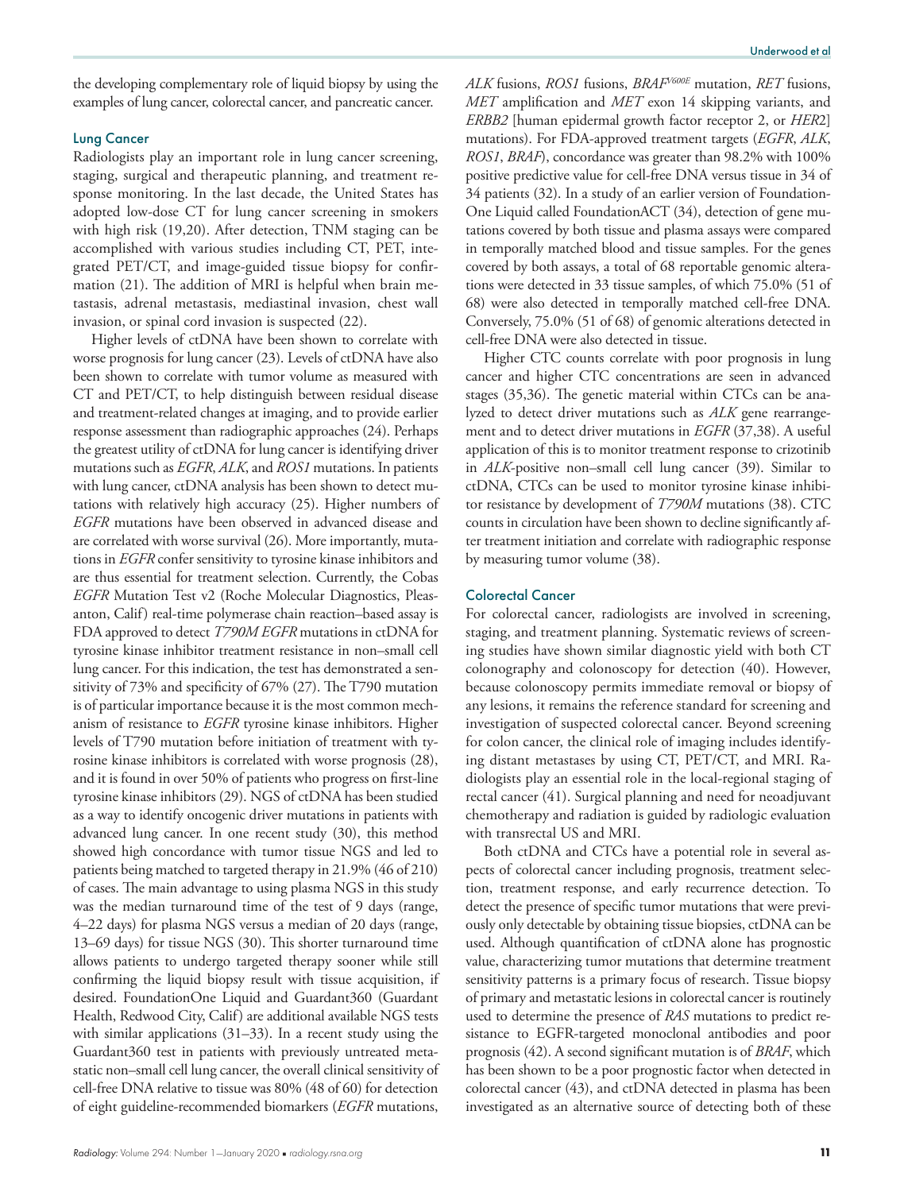the developing complementary role of liquid biopsy by using the examples of lung cancer, colorectal cancer, and pancreatic cancer.

## Lung Cancer

Radiologists play an important role in lung cancer screening, staging, surgical and therapeutic planning, and treatment response monitoring. In the last decade, the United States has adopted low-dose CT for lung cancer screening in smokers with high risk (19,20). After detection, TNM staging can be accomplished with various studies including CT, PET, integrated PET/CT, and image-guided tissue biopsy for confirmation (21). The addition of MRI is helpful when brain metastasis, adrenal metastasis, mediastinal invasion, chest wall invasion, or spinal cord invasion is suspected (22).

Higher levels of ctDNA have been shown to correlate with worse prognosis for lung cancer (23). Levels of ctDNA have also been shown to correlate with tumor volume as measured with CT and PET/CT, to help distinguish between residual disease and treatment-related changes at imaging, and to provide earlier response assessment than radiographic approaches (24). Perhaps the greatest utility of ctDNA for lung cancer is identifying driver mutations such as *EGFR*, *ALK*, and *ROS1* mutations. In patients with lung cancer, ctDNA analysis has been shown to detect mutations with relatively high accuracy (25). Higher numbers of *EGFR* mutations have been observed in advanced disease and are correlated with worse survival (26). More importantly, mutations in *EGFR* confer sensitivity to tyrosine kinase inhibitors and are thus essential for treatment selection. Currently, the Cobas *EGFR* Mutation Test v2 (Roche Molecular Diagnostics, Pleasanton, Calif) real-time polymerase chain reaction–based assay is FDA approved to detect *T790M EGFR* mutations in ctDNA for tyrosine kinase inhibitor treatment resistance in non–small cell lung cancer. For this indication, the test has demonstrated a sensitivity of 73% and specificity of 67% (27). The T790 mutation is of particular importance because it is the most common mechanism of resistance to *EGFR* tyrosine kinase inhibitors. Higher levels of T790 mutation before initiation of treatment with tyrosine kinase inhibitors is correlated with worse prognosis (28), and it is found in over 50% of patients who progress on first-line tyrosine kinase inhibitors (29). NGS of ctDNA has been studied as a way to identify oncogenic driver mutations in patients with advanced lung cancer. In one recent study (30), this method showed high concordance with tumor tissue NGS and led to patients being matched to targeted therapy in 21.9% (46 of 210) of cases. The main advantage to using plasma NGS in this study was the median turnaround time of the test of 9 days (range, 4–22 days) for plasma NGS versus a median of 20 days (range, 13–69 days) for tissue NGS (30). This shorter turnaround time allows patients to undergo targeted therapy sooner while still confirming the liquid biopsy result with tissue acquisition, if desired. FoundationOne Liquid and Guardant360 (Guardant Health, Redwood City, Calif) are additional available NGS tests with similar applications (31–33). In a recent study using the Guardant360 test in patients with previously untreated metastatic non–small cell lung cancer, the overall clinical sensitivity of cell-free DNA relative to tissue was 80% (48 of 60) for detection of eight guideline-recommended biomarkers (*EGFR* mutations, *ALK* fusions, *ROS1* fusions, $BRAF^{V600E}$ mutation, *RET* fusions, *MET* amplification and *MET* exon 14 skipping variants, and *ERBB2* [human epidermal growth factor receptor 2, or *HER2*] mutations). For FDA-approved treatment targets (*EGFR*, *ALK*, *ROS1*, *BRAF*), concordance was greater than 98.2% with 100% positive predictive value for cell-free DNA versus tissue in 34 of 34 patients (32). In a study of an earlier version of FoundationOne Liquid called FoundationACT (34), detection of gene mutations covered by both tissue and plasma assays were compared in temporally matched blood and tissue samples. For the genes covered by both assays, a total of 68 reportable genomic alterations were detected in 33 tissue samples, of which 75.0% (51 of 68) were also detected in temporally matched cell-free DNA. Conversely, 75.0% (51 of 68) of genomic alterations detected in cell-free DNA were also detected in tissue.

Higher CTC counts correlate with poor prognosis in lung cancer and higher CTC concentrations are seen in advanced stages (35,36). The genetic material within CTCs can be analyzed to detect driver mutations such as *ALK* gene rearrangement and to detect driver mutations in *EGFR* (37,38). A useful application of this is to monitor treatment response to crizotinib in *ALK*-positive non–small cell lung cancer (39). Similar to ctDNA, CTCs can be used to monitor tyrosine kinase inhibitor resistance by development of *T790M* mutations (38). CTC counts in circulation have been shown to decline significantly after treatment initiation and correlate with radiographic response by measuring tumor volume (38).

## Colorectal Cancer

For colorectal cancer, radiologists are involved in screening, staging, and treatment planning. Systematic reviews of screening studies have shown similar diagnostic yield with both CT colonography and colonoscopy for detection (40). However, because colonoscopy permits immediate removal or biopsy of any lesions, it remains the reference standard for screening and investigation of suspected colorectal cancer. Beyond screening for colon cancer, the clinical role of imaging includes identifying distant metastases by using CT, PET/CT, and MRI. Radiologists play an essential role in the local-regional staging of rectal cancer (41). Surgical planning and need for neoadjuvant chemotherapy and radiation is guided by radiologic evaluation with transrectal US and MRI.

Both ctDNA and CTCs have a potential role in several aspects of colorectal cancer including prognosis, treatment selection, treatment response, and early recurrence detection. To detect the presence of specific tumor mutations that were previously only detectable by obtaining tissue biopsies, ctDNA can be used. Although quantification of ctDNA alone has prognostic value, characterizing tumor mutations that determine treatment sensitivity patterns is a primary focus of research. Tissue biopsy of primary and metastatic lesions in colorectal cancer is routinely used to determine the presence of *RAS* mutations to predict resistance to EGFR-targeted monoclonal antibodies and poor prognosis (42). A second significant mutation is of *BRAF*, which has been shown to be a poor prognostic factor when detected in colorectal cancer (43), and ctDNA detected in plasma has been investigated as an alternative source of detecting both of these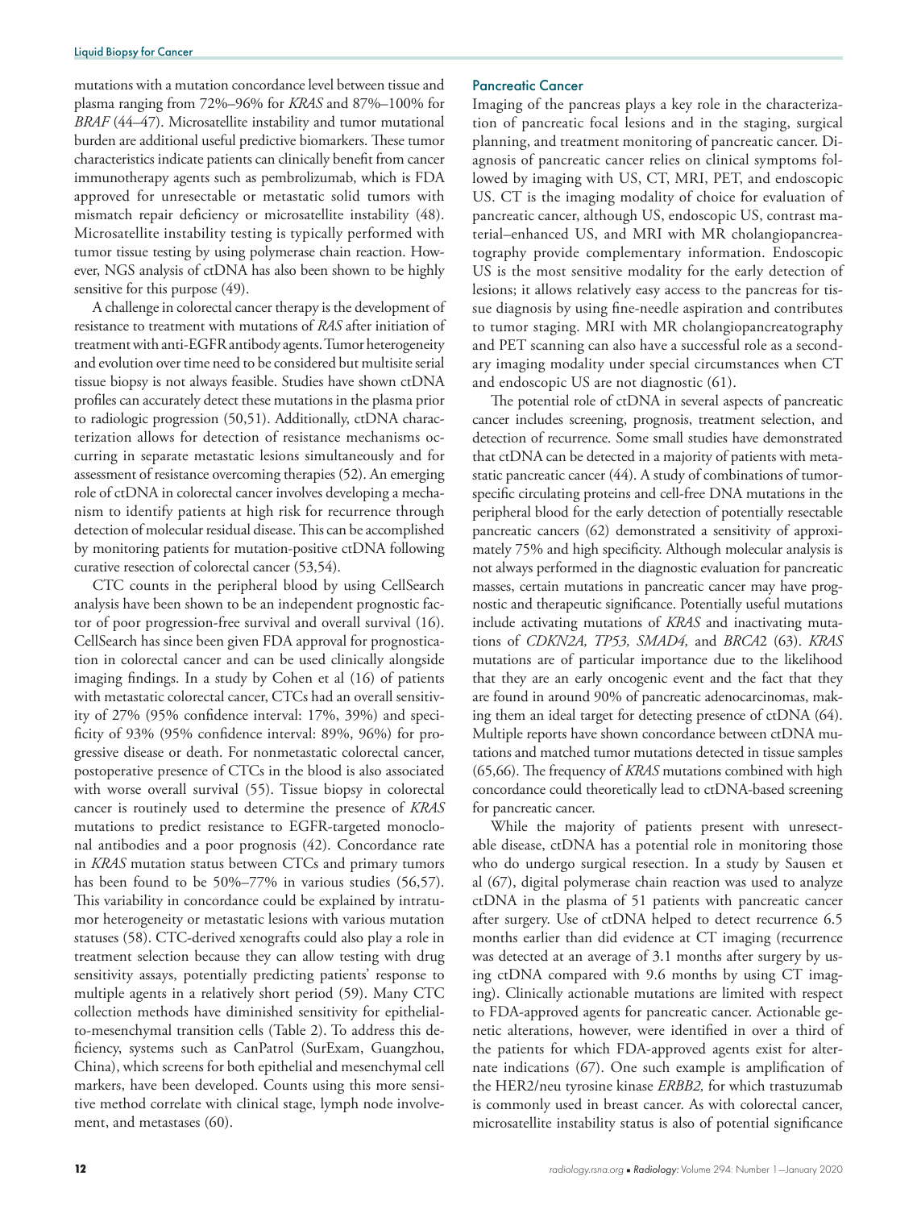mutations with a mutation concordance level between tissue and plasma ranging from 72%–96% for *KRAS* and 87%–100% for *BRAF* (44–47). Microsatellite instability and tumor mutational burden are additional useful predictive biomarkers. These tumor characteristics indicate patients can clinically benefit from cancer immunotherapy agents such as pembrolizumab, which is FDA approved for unresectable or metastatic solid tumors with mismatch repair deficiency or microsatellite instability (48). Microsatellite instability testing is typically performed with tumor tissue testing by using polymerase chain reaction. However, NGS analysis of ctDNA has also been shown to be highly sensitive for this purpose (49).

A challenge in colorectal cancer therapy is the development of resistance to treatment with mutations of *RAS* after initiation of treatment with anti-EGFR antibody agents. Tumor heterogeneity and evolution over time need to be considered but multisite serial tissue biopsy is not always feasible. Studies have shown ctDNA profiles can accurately detect these mutations in the plasma prior to radiologic progression (50,51). Additionally, ctDNA characterization allows for detection of resistance mechanisms occurring in separate metastatic lesions simultaneously and for assessment of resistance overcoming therapies (52). An emerging role of ctDNA in colorectal cancer involves developing a mechanism to identify patients at high risk for recurrence through detection of molecular residual disease. This can be accomplished by monitoring patients for mutation-positive ctDNA following curative resection of colorectal cancer (53,54).

CTC counts in the peripheral blood by using CellSearch analysis have been shown to be an independent prognostic factor of poor progression-free survival and overall survival (16). CellSearch has since been given FDA approval for prognostication in colorectal cancer and can be used clinically alongside imaging findings. In a study by Cohen et al (16) of patients with metastatic colorectal cancer, CTCs had an overall sensitivity of 27% (95% confidence interval: 17%, 39%) and specificity of 93% (95% confidence interval: 89%, 96%) for progressive disease or death. For nonmetastatic colorectal cancer, postoperative presence of CTCs in the blood is also associated with worse overall survival (55). Tissue biopsy in colorectal cancer is routinely used to determine the presence of *KRAS* mutations to predict resistance to EGFR-targeted monoclonal antibodies and a poor prognosis (42). Concordance rate in *KRAS* mutation status between CTCs and primary tumors has been found to be 50%–77% in various studies (56,57). This variability in concordance could be explained by intratumor heterogeneity or metastatic lesions with various mutation statuses (58). CTC-derived xenografts could also play a role in treatment selection because they can allow testing with drug sensitivity assays, potentially predicting patients' response to multiple agents in a relatively short period (59). Many CTC collection methods have diminished sensitivity for epithelial-to-mesenchymal transition cells (Table 2). To address this deficiency, systems such as CanPatrol (SurExam, Guangzhou, China), which screens for both epithelial and mesenchymal cell markers, have been developed. Counts using this more sensitive method correlate with clinical stage, lymph node involvement, and metastases (60).

### Pancreatic Cancer

Imaging of the pancreas plays a key role in the characterization of pancreatic focal lesions and in the staging, surgical planning, and treatment monitoring of pancreatic cancer. Diagnosis of pancreatic cancer relies on clinical symptoms followed by imaging with US, CT, MRI, PET, and endoscopic US. CT is the imaging modality of choice for evaluation of pancreatic cancer, although US, endoscopic US, contrast material–enhanced US, and MRI with MR cholangiopancreatography provide complementary information. Endoscopic US is the most sensitive modality for the early detection of lesions; it allows relatively easy access to the pancreas for tissue diagnosis by using fine-needle aspiration and contributes to tumor staging. MRI with MR cholangiopancreatography and PET scanning can also have a successful role as a secondary imaging modality under special circumstances when CT and endoscopic US are not diagnostic (61).

The potential role of ctDNA in several aspects of pancreatic cancer includes screening, prognosis, treatment selection, and detection of recurrence. Some small studies have demonstrated that ctDNA can be detected in a majority of patients with metastatic pancreatic cancer (44). A study of combinations of tumor-specific circulating proteins and cell-free DNA mutations in the peripheral blood for the early detection of potentially resectable pancreatic cancers (62) demonstrated a sensitivity of approximately 75% and high specificity. Although molecular analysis is not always performed in the diagnostic evaluation for pancreatic masses, certain mutations in pancreatic cancer may have prognostic and therapeutic significance. Potentially useful mutations include activating mutations of *KRAS* and inactivating mutations of *CDKN2A, TP53, SMAD4,* and *BRCA2* (63). *KRAS* mutations are of particular importance due to the likelihood that they are an early oncogenic event and the fact that they are found in around 90% of pancreatic adenocarcinomas, making them an ideal target for detecting presence of ctDNA (64). Multiple reports have shown concordance between ctDNA mutations and matched tumor mutations detected in tissue samples (65,66). The frequency of *KRAS* mutations combined with high concordance could theoretically lead to ctDNA-based screening for pancreatic cancer.

While the majority of patients present with unresectable disease, ctDNA has a potential role in monitoring those who do undergo surgical resection. In a study by Sausen et al (67), digital polymerase chain reaction was used to analyze ctDNA in the plasma of 51 patients with pancreatic cancer after surgery. Use of ctDNA helped to detect recurrence 6.5 months earlier than did evidence at CT imaging (recurrence was detected at an average of 3.1 months after surgery by using ctDNA compared with 9.6 months by using CT imaging). Clinically actionable mutations are limited with respect to FDA-approved agents for pancreatic cancer. Actionable genetic alterations, however, were identified in over a third of the patients for which FDA-approved agents exist for alternate indications (67). One such example is amplification of the HER2/neu tyrosine kinase *ERBB2,* for which trastuzumab is commonly used in breast cancer. As with colorectal cancer, microsatellite instability status is also of potential significance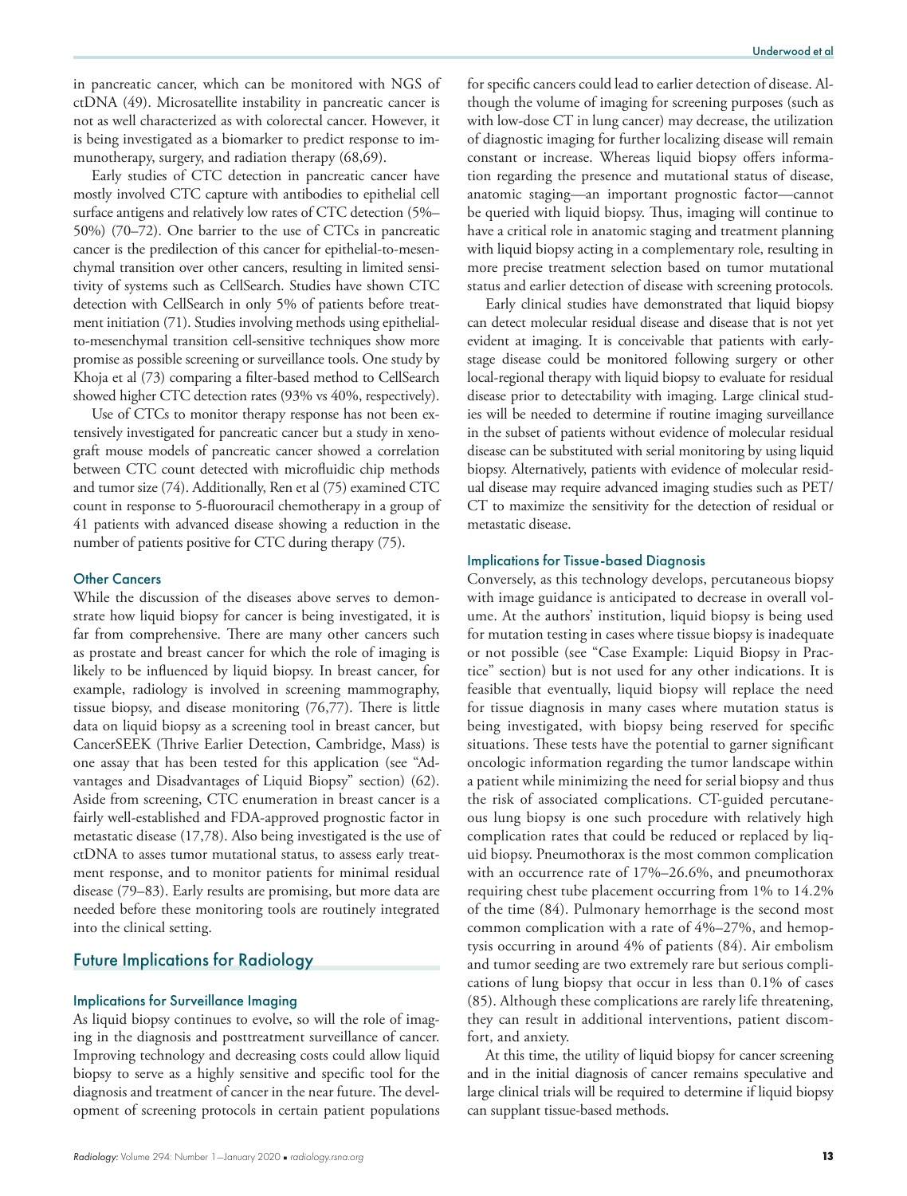in pancreatic cancer, which can be monitored with NGS of ctDNA (49). Microsatellite instability in pancreatic cancer is not as well characterized as with colorectal cancer. However, it is being investigated as a biomarker to predict response to immunotherapy, surgery, and radiation therapy (68,69).

Early studies of CTC detection in pancreatic cancer have mostly involved CTC capture with antibodies to epithelial cell surface antigens and relatively low rates of CTC detection (5%–50%) (70–72). One barrier to the use of CTCs in pancreatic cancer is the predilection of this cancer for epithelial-to-mesenchymal transition over other cancers, resulting in limited sensitivity of systems such as CellSearch. Studies have shown CTC detection with CellSearch in only 5% of patients before treatment initiation (71). Studies involving methods using epithelial-to-mesenchymal transition cell-sensitive techniques show more promise as possible screening or surveillance tools. One study by Khoja et al (73) comparing a filter-based method to CellSearch showed higher CTC detection rates (93% vs 40%, respectively).

Use of CTCs to monitor therapy response has not been extensively investigated for pancreatic cancer but a study in xenograft mouse models of pancreatic cancer showed a correlation between CTC count detected with microfluidic chip methods and tumor size (74). Additionally, Ren et al (75) examined CTC count in response to 5-fluorouracil chemotherapy in a group of 41 patients with advanced disease showing a reduction in the number of patients positive for CTC during therapy (75).

### Other Cancers

While the discussion of the diseases above serves to demonstrate how liquid biopsy for cancer is being investigated, it is far from comprehensive. There are many other cancers such as prostate and breast cancer for which the role of imaging is likely to be influenced by liquid biopsy. In breast cancer, for example, radiology is involved in screening mammography, tissue biopsy, and disease monitoring (76,77). There is little data on liquid biopsy as a screening tool in breast cancer, but CancerSEEK (Thrive Earlier Detection, Cambridge, Mass) is one assay that has been tested for this application (see "Advantages and Disadvantages of Liquid Biopsy" section) (62). Aside from screening, CTC enumeration in breast cancer is a fairly well-established and FDA-approved prognostic factor in metastatic disease (17,78). Also being investigated is the use of ctDNA to asses tumor mutational status, to assess early treatment response, and to monitor patients for minimal residual disease (79–83). Early results are promising, but more data are needed before these monitoring tools are routinely integrated into the clinical setting.

## Future Implications for Radiology

### Implications for Surveillance Imaging

As liquid biopsy continues to evolve, so will the role of imaging in the diagnosis and posttreatment surveillance of cancer. Improving technology and decreasing costs could allow liquid biopsy to serve as a highly sensitive and specific tool for the diagnosis and treatment of cancer in the near future. The development of screening protocols in certain patient populations for specific cancers could lead to earlier detection of disease. Although the volume of imaging for screening purposes (such as with low-dose CT in lung cancer) may decrease, the utilization of diagnostic imaging for further localizing disease will remain constant or increase. Whereas liquid biopsy offers information regarding the presence and mutational status of disease, anatomic staging—an important prognostic factor—cannot be queried with liquid biopsy. Thus, imaging will continue to have a critical role in anatomic staging and treatment planning with liquid biopsy acting in a complementary role, resulting in more precise treatment selection based on tumor mutational status and earlier detection of disease with screening protocols.

Early clinical studies have demonstrated that liquid biopsy can detect molecular residual disease and disease that is not yet evident at imaging. It is conceivable that patients with early-stage disease could be monitored following surgery or other local-regional therapy with liquid biopsy to evaluate for residual disease prior to detectability with imaging. Large clinical studies will be needed to determine if routine imaging surveillance in the subset of patients without evidence of molecular residual disease can be substituted with serial monitoring by using liquid biopsy. Alternatively, patients with evidence of molecular residual disease may require advanced imaging studies such as PET/CT to maximize the sensitivity for the detection of residual or metastatic disease.

### Implications for Tissue-based Diagnosis

Conversely, as this technology develops, percutaneous biopsy with image guidance is anticipated to decrease in overall volume. At the authors' institution, liquid biopsy is being used for mutation testing in cases where tissue biopsy is inadequate or not possible (see "Case Example: Liquid Biopsy in Practice" section) but is not used for any other indications. It is feasible that eventually, liquid biopsy will replace the need for tissue diagnosis in many cases where mutation status is being investigated, with biopsy being reserved for specific situations. These tests have the potential to garner significant oncologic information regarding the tumor landscape within a patient while minimizing the need for serial biopsy and thus the risk of associated complications. CT-guided percutaneous lung biopsy is one such procedure with relatively high complication rates that could be reduced or replaced by liquid biopsy. Pneumothorax is the most common complication with an occurrence rate of 17%–26.6%, and pneumothorax requiring chest tube placement occurring from 1% to 14.2% of the time (84). Pulmonary hemorrhage is the second most common complication with a rate of 4%–27%, and hemoptysis occurring in around 4% of patients (84). Air embolism and tumor seeding are two extremely rare but serious complications of lung biopsy that occur in less than 0.1% of cases (85). Although these complications are rarely life threatening, they can result in additional interventions, patient discomfort, and anxiety.

At this time, the utility of liquid biopsy for cancer screening and in the initial diagnosis of cancer remains speculative and large clinical trials will be required to determine if liquid biopsy can supplant tissue-based methods.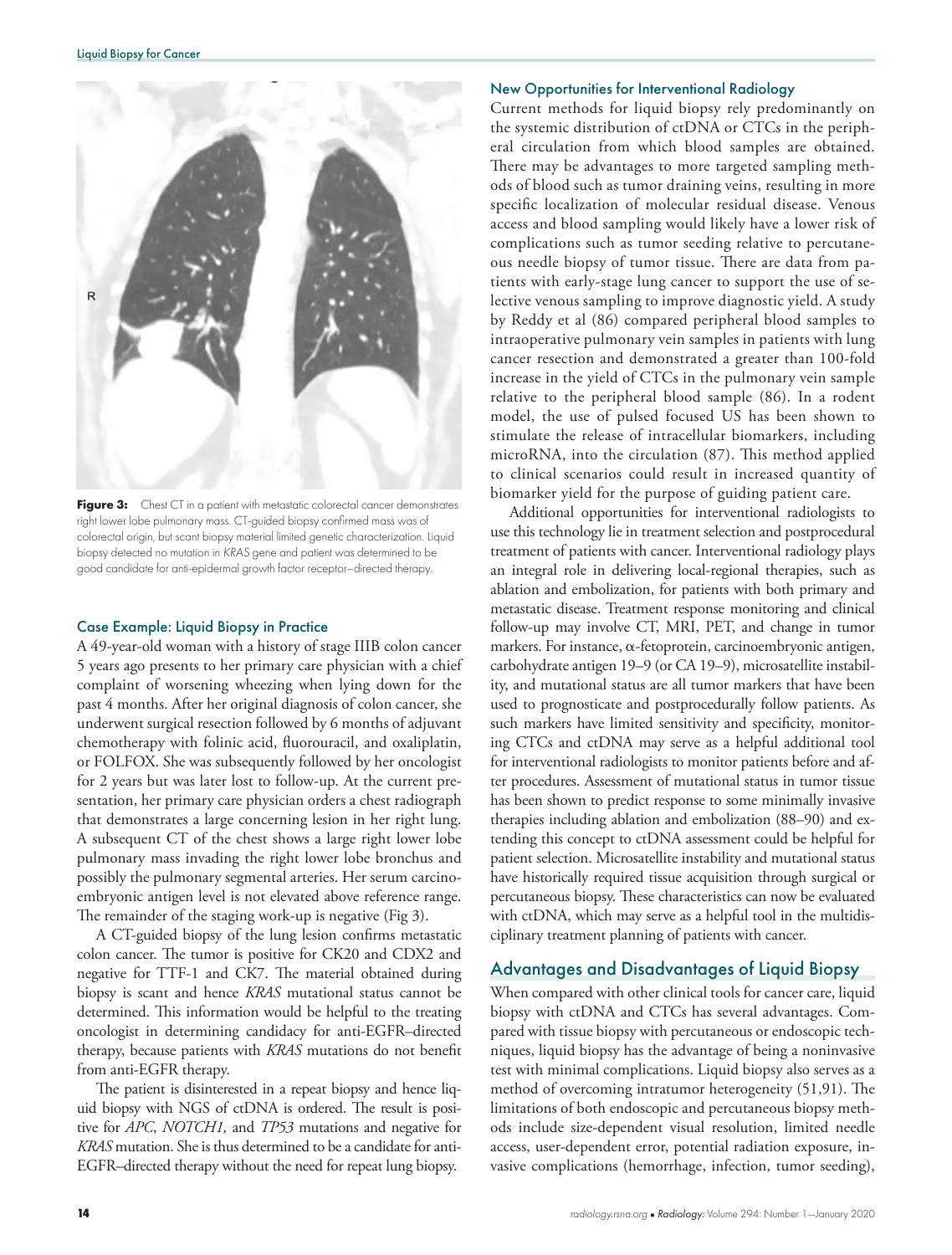**Figure 3:** Chest CT in a patient with metastatic colorectal cancer demonstrates right lower lobe pulmonary mass. CT-guided biopsy confirmed mass was of colorectal origin, but scant biopsy material limited genetic characterization. Liquid biopsy detected no mutation in *KRAS* gene and patient was determined to be good candidate for anti-epidermal growth factor receptor–directed therapy.

### Case Example: Liquid Biopsy in Practice

A 49-year-old woman with a history of stage IIIB colon cancer 5 years ago presents to her primary care physician with a chief complaint of worsening wheezing when lying down for the past 4 months. After her original diagnosis of colon cancer, she underwent surgical resection followed by 6 months of adjuvant chemotherapy with folinic acid, fluorouracil, and oxaliplatin, or FOLFOX. She was subsequently followed by her oncologist for 2 years but was later lost to follow-up. At the current presentation, her primary care physician orders a chest radiograph that demonstrates a large concerning lesion in her right lung. A subsequent CT of the chest shows a large right lower lobe pulmonary mass invading the right lower lobe bronchus and possibly the pulmonary segmental arteries. Her serum carcinoembryonic antigen level is not elevated above reference range. The remainder of the staging work-up is negative (Fig 3).

A CT-guided biopsy of the lung lesion confirms metastatic colon cancer. The tumor is positive for CK20 and CDX2 and negative for TTF-1 and CK7. The material obtained during biopsy is scant and hence *KRAS* mutational status cannot be determined. This information would be helpful to the treating oncologist in determining candidacy for anti-EGFR–directed therapy, because patients with *KRAS* mutations do not benefit from anti-EGFR therapy.

The patient is disinterested in a repeat biopsy and hence liquid biopsy with NGS of ctDNA is ordered. The result is positive for *APC*, *NOTCH1,* and *TP53* mutations and negative for *KRAS* mutation. She is thus determined to be a candidate for anti-EGFR–directed therapy without the need for repeat lung biopsy.

### New Opportunities for Interventional Radiology

Current methods for liquid biopsy rely predominantly on the systemic distribution of ctDNA or CTCs in the peripheral circulation from which blood samples are obtained. There may be advantages to more targeted sampling methods of blood such as tumor draining veins, resulting in more specific localization of molecular residual disease. Venous access and blood sampling would likely have a lower risk of complications such as tumor seeding relative to percutaneous needle biopsy of tumor tissue. There are data from patients with early-stage lung cancer to support the use of selective venous sampling to improve diagnostic yield. A study by Reddy et al (86) compared peripheral blood samples to intraoperative pulmonary vein samples in patients with lung cancer resection and demonstrated a greater than 100-fold increase in the yield of CTCs in the pulmonary vein sample relative to the peripheral blood sample (86). In a rodent model, the use of pulsed focused US has been shown to stimulate the release of intracellular biomarkers, including microRNA, into the circulation (87). This method applied to clinical scenarios could result in increased quantity of biomarker yield for the purpose of guiding patient care.

Additional opportunities for interventional radiologists to use this technology lie in treatment selection and postprocedural treatment of patients with cancer. Interventional radiology plays an integral role in delivering local-regional therapies, such as ablation and embolization, for patients with both primary and metastatic disease. Treatment response monitoring and clinical follow-up may involve CT, MRI, PET, and change in tumor markers. For instance, α-fetoprotein, carcinoembryonic antigen, carbohydrate antigen 19–9 (or CA 19–9), microsatellite instability, and mutational status are all tumor markers that have been used to prognosticate and postprocedurally follow patients. As such markers have limited sensitivity and specificity, monitoring CTCs and ctDNA may serve as a helpful additional tool for interventional radiologists to monitor patients before and after procedures. Assessment of mutational status in tumor tissue has been shown to predict response to some minimally invasive therapies including ablation and embolization (88–90) and extending this concept to ctDNA assessment could be helpful for patient selection. Microsatellite instability and mutational status have historically required tissue acquisition through surgical or percutaneous biopsy. These characteristics can now be evaluated with ctDNA, which may serve as a helpful tool in the multidisciplinary treatment planning of patients with cancer.

## Advantages and Disadvantages of Liquid Biopsy

When compared with other clinical tools for cancer care, liquid biopsy with ctDNA and CTCs has several advantages. Compared with tissue biopsy with percutaneous or endoscopic techniques, liquid biopsy has the advantage of being a noninvasive test with minimal complications. Liquid biopsy also serves as a method of overcoming intratumor heterogeneity (51,91). The limitations of both endoscopic and percutaneous biopsy methods include size-dependent visual resolution, limited needle access, user-dependent error, potential radiation exposure, invasive complications (hemorrhage, infection, tumor seeding),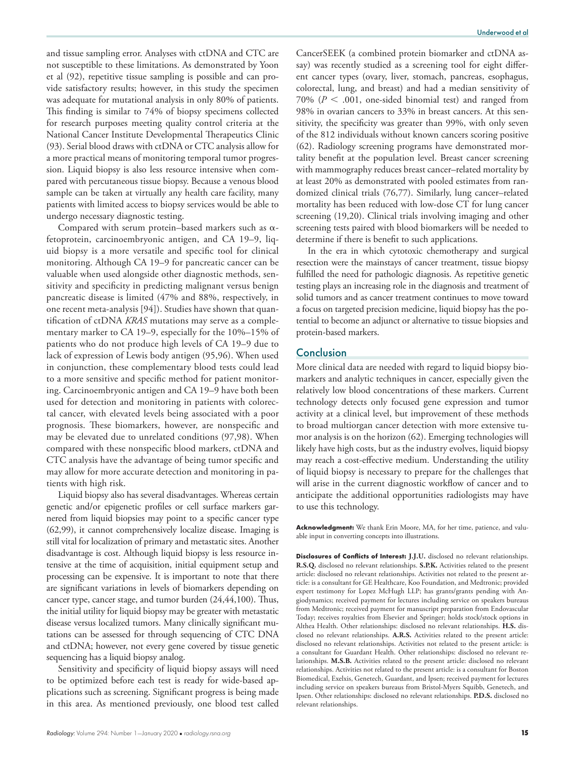and tissue sampling error. Analyses with ctDNA and CTC are not susceptible to these limitations. As demonstrated by Yoon et al (92), repetitive tissue sampling is possible and can provide satisfactory results; however, in this study the specimen was adequate for mutational analysis in only 80% of patients. This finding is similar to 74% of biopsy specimens collected for research purposes meeting quality control criteria at the National Cancer Institute Developmental Therapeutics Clinic (93). Serial blood draws with ctDNA or CTC analysis allow for a more practical means of monitoring temporal tumor progression. Liquid biopsy is also less resource intensive when compared with percutaneous tissue biopsy. Because a venous blood sample can be taken at virtually any health care facility, many patients with limited access to biopsy services would be able to undergo necessary diagnostic testing.

Compared with serum protein–based markers such as α-fetoprotein, carcinoembryonic antigen, and CA 19–9, liquid biopsy is a more versatile and specific tool for clinical monitoring. Although CA 19–9 for pancreatic cancer can be valuable when used alongside other diagnostic methods, sensitivity and specificity in predicting malignant versus benign pancreatic disease is limited (47% and 88%, respectively, in one recent meta-analysis [94]). Studies have shown that quantification of ctDNA *KRAS* mutations may serve as a complementary marker to CA 19–9, especially for the 10%–15% of patients who do not produce high levels of CA 19–9 due to lack of expression of Lewis body antigen (95,96). When used in conjunction, these complementary blood tests could lead to a more sensitive and specific method for patient monitoring. Carcinoembryonic antigen and CA 19–9 have both been used for detection and monitoring in patients with colorectal cancer, with elevated levels being associated with a poor prognosis. These biomarkers, however, are nonspecific and may be elevated due to unrelated conditions (97,98). When compared with these nonspecific blood markers, ctDNA and CTC analysis have the advantage of being tumor specific and may allow for more accurate detection and monitoring in patients with high risk.

Liquid biopsy also has several disadvantages. Whereas certain genetic and/or epigenetic profiles or cell surface markers garnered from liquid biopsies may point to a specific cancer type (62,99), it cannot comprehensively localize disease. Imaging is still vital for localization of primary and metastatic sites. Another disadvantage is cost. Although liquid biopsy is less resource intensive at the time of acquisition, initial equipment setup and processing can be expensive. It is important to note that there are significant variations in levels of biomarkers depending on cancer type, cancer stage, and tumor burden (24,44,100). Thus, the initial utility for liquid biopsy may be greater with metastatic disease versus localized tumors. Many clinically significant mutations can be assessed for through sequencing of CTC DNA and ctDNA; however, not every gene covered by tissue genetic sequencing has a liquid biopsy analog.

Sensitivity and specificity of liquid biopsy assays will need to be optimized before each test is ready for wide-based applications such as screening. Significant progress is being made in this area. As mentioned previously, one blood test called CancerSEEK (a combined protein biomarker and ctDNA assay) was recently studied as a screening tool for eight different cancer types (ovary, liver, stomach, pancreas, esophagus, colorectal, lung, and breast) and had a median sensitivity of 70% ($P < .001$, one-sided binomial test) and ranged from 98% in ovarian cancers to 33% in breast cancers. At this sensitivity, the specificity was greater than 99%, with only seven of the 812 individuals without known cancers scoring positive (62). Radiology screening programs have demonstrated mortality benefit at the population level. Breast cancer screening with mammography reduces breast cancer–related mortality by at least 20% as demonstrated with pooled estimates from randomized clinical trials (76,77). Similarly, lung cancer–related mortality has been reduced with low-dose CT for lung cancer screening (19,20). Clinical trials involving imaging and other screening tests paired with blood biomarkers will be needed to determine if there is benefit to such applications.

In the era in which cytotoxic chemotherapy and surgical resection were the mainstays of cancer treatment, tissue biopsy fulfilled the need for pathologic diagnosis. As repetitive genetic testing plays an increasing role in the diagnosis and treatment of solid tumors and as cancer treatment continues to move toward a focus on targeted precision medicine, liquid biopsy has the potential to become an adjunct or alternative to tissue biopsies and protein-based markers.

## Conclusion

More clinical data are needed with regard to liquid biopsy biomarkers and analytic techniques in cancer, especially given the relatively low blood concentrations of these markers. Current technology detects only focused gene expression and tumor activity at a clinical level, but improvement of these methods to broad multiorgan cancer detection with more extensive tumor analysis is on the horizon (62). Emerging technologies will likely have high costs, but as the industry evolves, liquid biopsy may reach a cost-effective medium. Understanding the utility of liquid biopsy is necessary to prepare for the challenges that will arise in the current diagnostic workflow of cancer and to anticipate the additional opportunities radiologists may have to use this technology.

**Acknowledgment:** We thank Erin Moore, MA, for her time, patience, and valuable input in converting concepts into illustrations.

**Disclosures of Conflicts of Interest:** **J.J.U.** disclosed no relevant relationships. **R.S.Q.** disclosed no relevant relationships. **S.P.K.** Activities related to the present article: disclosed no relevant relationships. Activities not related to the present article: is a consultant for GE Healthcare, Koo Foundation, and Medtronic; provided expert testimony for Lopez McHugh LLP; has grants/grants pending with Angiodynamics; received payment for lectures including service on speakers bureaus from Medtronic; received payment for manuscript preparation from Endovascular Today; receives royalties from Elsevier and Springer; holds stock/stock options in Althea Health. Other relationships: disclosed no relevant relationships. **H.S.** disclosed no relevant relationships. **A.R.S.** Activities related to the present article: disclosed no relevant relationships. Activities not related to the present article: is a consultant for Guardant Health. Other relationships: disclosed no relevant relationships. **M.S.B.** Activities related to the present article: disclosed no relevant relationships. Activities not related to the present article: is a consultant for Boston Biomedical, Exelxis, Genetech, Guardant, and Ipsen; received payment for lectures including service on speakers bureaus from Bristol-Myers Squibb, Genetech, and Ipsen. Other relationships: disclosed no relevant relationships. **P.D.S.** disclosed no relevant relationships.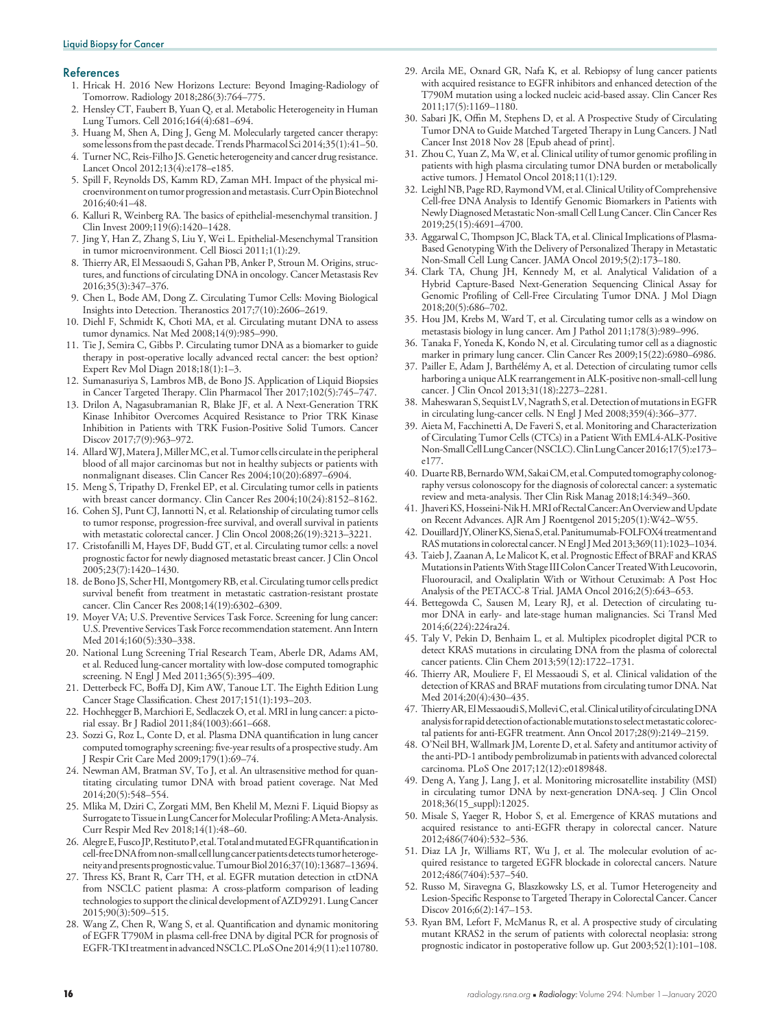## References

1. Hricak H. 2016 New Horizons Lecture: Beyond Imaging-Radiology of Tomorrow. Radiology 2018;286(3):764–775.
2. Hensley CT, Faubert B, Yuan Q, et al. Metabolic Heterogeneity in Human Lung Tumors. Cell 2016;164(4):681–694.
3. Huang M, Shen A, Ding J, Geng M. Molecularly targeted cancer therapy: some lessons from the past decade. Trends Pharmacol Sci 2014;35(1):41–50.
4. Turner NC, Reis-Filho JS. Genetic heterogeneity and cancer drug resistance. Lancet Oncol 2012;13(4):e178–e185.
5. Spill F, Reynolds DS, Kamm RD, Zaman MH. Impact of the physical microenvironment on tumor progression and metastasis. Curr Opin Biotechnol 2016;40:41–48.
6. Kalluri R, Weinberg RA. The basics of epithelial-mesenchymal transition. J Clin Invest 2009;119(6):1420–1428.
7. Jing Y, Han Z, Zhang S, Liu Y, Wei L. Epithelial-Mesenchymal Transition in tumor microenvironment. Cell Biosci 2011;1(1):29.
8. Thierry AR, El Messaoudi S, Gahan PB, Anker P, Stroun M. Origins, structures, and functions of circulating DNA in oncology. Cancer Metastasis Rev 2016;35(3):347–376.
9. Chen L, Bode AM, Dong Z. Circulating Tumor Cells: Moving Biological Insights into Detection. Theranostics 2017;7(10):2606–2619.
10. Diehl F, Schmidt K, Choti MA, et al. Circulating mutant DNA to assess tumor dynamics. Nat Med 2008;14(9):985–990.
11. Tie J, Semira C, Gibbs P. Circulating tumor DNA as a biomarker to guide therapy in post-operative locally advanced rectal cancer: the best option? Expert Rev Mol Diagn 2018;18(1):1–3.
12. Sumanasuriya S, Lambros MB, de Bono JS. Application of Liquid Biopsies in Cancer Targeted Therapy. Clin Pharmacol Ther 2017;102(5):745–747.
13. Drilon A, Nagasubramanian R, Blake JF, et al. A Next-Generation TRK Kinase Inhibitor Overcomes Acquired Resistance to Prior TRK Kinase Inhibition in Patients with TRK Fusion-Positive Solid Tumors. Cancer Discov 2017;7(9):963–972.
14. Allard WJ, Matera J, Miller MC, et al. Tumor cells circulate in the peripheral blood of all major carcinomas but not in healthy subjects or patients with nonmalignant diseases. Clin Cancer Res 2004;10(20):6897–6904.
15. Meng S, Tripathy D, Frenkel EP, et al. Circulating tumor cells in patients with breast cancer dormancy. Clin Cancer Res 2004;10(24):8152–8162.
16. Cohen SJ, Punt CJ, Iannotti N, et al. Relationship of circulating tumor cells to tumor response, progression-free survival, and overall survival in patients with metastatic colorectal cancer. J Clin Oncol 2008;26(19):3213–3221.
17. Cristofanilli M, Hayes DF, Budd GT, et al. Circulating tumor cells: a novel prognostic factor for newly diagnosed metastatic breast cancer. J Clin Oncol 2005;23(7):1420–1430.
18. de Bono JS, Scher HI, Montgomery RB, et al. Circulating tumor cells predict survival benefit from treatment in metastatic castration-resistant prostate cancer. Clin Cancer Res 2008;14(19):6302–6309.
19. Moyer VA; U.S. Preventive Services Task Force. Screening for lung cancer: U.S. Preventive Services Task Force recommendation statement. Ann Intern Med 2014;160(5):330–338.
20. National Lung Screening Trial Research Team, Aberle DR, Adams AM, et al. Reduced lung-cancer mortality with low-dose computed tomographic screening. N Engl J Med 2011;365(5):395–409.
21. Detterbeck FC, Boffa DJ, Kim AW, Tanoue LT. The Eighth Edition Lung Cancer Stage Classification. Chest 2017;151(1):193–203.
22. Hochhegger B, Marchiori E, Sedlaczek O, et al. MRI in lung cancer: a pictorial essay. Br J Radiol 2011;84(1003):661–668.
23. Sozzi G, Roz L, Conte D, et al. Plasma DNA quantification in lung cancer computed tomography screening: five-year results of a prospective study. Am J Respir Crit Care Med 2009;179(1):69–74.
24. Newman AM, Bratman SV, To J, et al. An ultrasensitive method for quantitating circulating tumor DNA with broad patient coverage. Nat Med 2014;20(5):548–554.
25. Mlika M, Dziri C, Zorgati MM, Ben Khelil M, Mezni F. Liquid Biopsy as Surrogate to Tissue in Lung Cancer for Molecular Profiling: A Meta-Analysis. Curr Respir Med Rev 2018;14(1):48–60.
26. Alegre E, Fusco JP, Restituto P, et al. Total and mutated EGFR quantification in cell-free DNA from non-small cell lung cancer patients detects tumor heterogeneity and presents prognostic value. Tumour Biol 2016;37(10):13687–13694.
27. Thress KS, Brant R, Carr TH, et al. EGFR mutation detection in ctDNA from NSCLC patient plasma: A cross-platform comparison of leading technologies to support the clinical development of AZD9291. Lung Cancer 2015;90(3):509–515.
28. Wang Z, Chen R, Wang S, et al. Quantification and dynamic monitoring of EGFR T790M in plasma cell-free DNA by digital PCR for prognosis of EGFR-TKI treatment in advanced NSCLC. PLoS One 2014;9(11):e110780.
29. Arcila ME, Oxnard GR, Nafa K, et al. Rebiopsy of lung cancer patients with acquired resistance to EGFR inhibitors and enhanced detection of the T790M mutation using a locked nucleic acid-based assay. Clin Cancer Res 2011;17(5):1169–1180.
30. Sabari JK, Offin M, Stephens D, et al. A Prospective Study of Circulating Tumor DNA to Guide Matched Targeted Therapy in Lung Cancers. J Natl Cancer Inst 2018 Nov 28 [Epub ahead of print].
31. Zhou C, Yuan Z, Ma W, et al. Clinical utility of tumor genomic profiling in patients with high plasma circulating tumor DNA burden or metabolically active tumors. J Hematol Oncol 2018;11(1):129.
32. Leighl NB, Page RD, Raymond VM, et al. Clinical Utility of Comprehensive Cell-free DNA Analysis to Identify Genomic Biomarkers in Patients with Newly Diagnosed Metastatic Non-small Cell Lung Cancer. Clin Cancer Res 2019;25(15):4691–4700.
33. Aggarwal C, Thompson JC, Black TA, et al. Clinical Implications of Plasma-Based Genotyping With the Delivery of Personalized Therapy in Metastatic Non-Small Cell Lung Cancer. JAMA Oncol 2019;5(2):173–180.
34. Clark TA, Chung JH, Kennedy M, et al. Analytical Validation of a Hybrid Capture-Based Next-Generation Sequencing Clinical Assay for Genomic Profiling of Cell-Free Circulating Tumor DNA. J Mol Diagn 2018;20(5):686–702.
35. Hou JM, Krebs M, Ward T, et al. Circulating tumor cells as a window on metastasis biology in lung cancer. Am J Pathol 2011;178(3):989–996.
36. Tanaka F, Yoneda K, Kondo N, et al. Circulating tumor cell as a diagnostic marker in primary lung cancer. Clin Cancer Res 2009;15(22):6980–6986.
37. Pailler E, Adam J, Barthélémy A, et al. Detection of circulating tumor cells harboring a unique ALK rearrangement in ALK-positive non-small-cell lung cancer. J Clin Oncol 2013;31(18):2273–2281.
38. Maheswaran S, Sequist LV, Nagrath S, et al. Detection of mutations in EGFR in circulating lung-cancer cells. N Engl J Med 2008;359(4):366–377.
39. Aieta M, Facchinetti A, De Faveri S, et al. Monitoring and Characterization of Circulating Tumor Cells (CTCs) in a Patient With EML4-ALK-Positive Non-Small Cell Lung Cancer (NSCLC). Clin Lung Cancer 2016;17(5):e173–e177.
40. Duarte RB, Bernardo WM, Sakai CM, et al. Computed tomography colonography versus colonoscopy for the diagnosis of colorectal cancer: a systematic review and meta-analysis. Ther Clin Risk Manag 2018;14:349–360.
41. Jhaveri KS, Hosseini-Nik H. MRI of Rectal Cancer: An Overview and Update on Recent Advances. AJR Am J Roentgenol 2015;205(1):W42–W55.
42. Douillard JY, Oliner KS, Siena S, et al. Panitumumab-FOLFOX4 treatment and RAS mutations in colorectal cancer. N Engl J Med 2013;369(11):1023–1034.
43. Taieb J, Zaanan A, Le Malicot K, et al. Prognostic Effect of BRAF and KRAS Mutations in Patients With Stage III Colon Cancer Treated With Leucovorin, Fluorouracil, and Oxaliplatin With or Without Cetuximab: A Post Hoc Analysis of the PETACC-8 Trial. JAMA Oncol 2016;2(5):643–653.
44. Bettegowda C, Sausen M, Leary RJ, et al. Detection of circulating tumor DNA in early- and late-stage human malignancies. Sci Transl Med 2014;6(224):224ra24.
45. Taly V, Pekin D, Benhaim L, et al. Multiplex picodroplet digital PCR to detect KRAS mutations in circulating DNA from the plasma of colorectal cancer patients. Clin Chem 2013;59(12):1722–1731.
46. Thierry AR, Mouliere F, El Messaoudi S, et al. Clinical validation of the detection of KRAS and BRAF mutations from circulating tumor DNA. Nat Med 2014;20(4):430–435.
47. Thierry AR, El Messaoudi S, Mollevi C, et al. Clinical utility of circulating DNA analysis for rapid detection of actionable mutations to select metastatic colorectal patients for anti-EGFR treatment. Ann Oncol 2017;28(9):2149–2159.
48. O'Neil BH, Wallmark JM, Lorente D, et al. Safety and antitumor activity of the anti-PD-1 antibody pembrolizumab in patients with advanced colorectal carcinoma. PLoS One 2017;12(12):e0189848.
49. Deng A, Yang J, Lang J, et al. Monitoring microsatellite instability (MSI) in circulating tumor DNA by next-generation DNA-seq. J Clin Oncol 2018;36(15_suppl):12025.
50. Misale S, Yaeger R, Hobor S, et al. Emergence of KRAS mutations and acquired resistance to anti-EGFR therapy in colorectal cancer. Nature 2012;486(7404):532–536.
51. Diaz LA Jr, Williams RT, Wu J, et al. The molecular evolution of acquired resistance to targeted EGFR blockade in colorectal cancers. Nature 2012;486(7404):537–540.
52. Russo M, Siravegna G, Blaszkowsky LS, et al. Tumor Heterogeneity and Lesion-Specific Response to Targeted Therapy in Colorectal Cancer. Cancer Discov 2016;6(2):147–153.
53. Ryan BM, Lefort F, McManus R, et al. A prospective study of circulating mutant KRAS2 in the serum of patients with colorectal neoplasia: strong prognostic indicator in postoperative follow up. Gut 2003;52(1):101–108.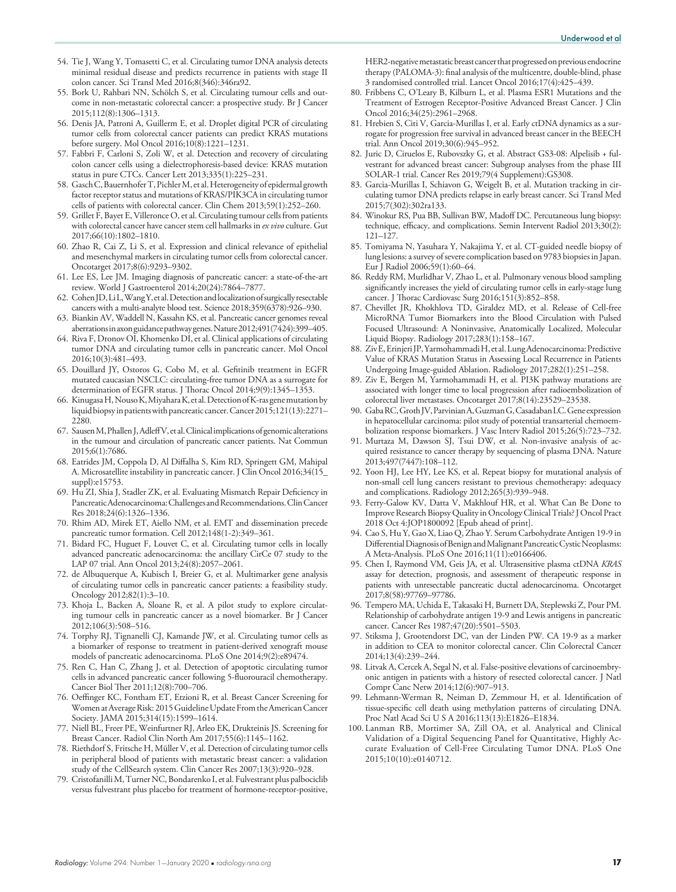54. Tie J, Wang Y, Tomasetti C, et al. Circulating tumor DNA analysis detects minimal residual disease and predicts recurrence in patients with stage II colon cancer. Sci Transl Med 2016;8(346):346ra92.
55. Bork U, Rahbari NN, Schölch S, et al. Circulating tumour cells and outcome in non-metastatic colorectal cancer: a prospective study. Br J Cancer 2015;112(8):1306–1313.
56. Denis JA, Patroni A, Guillerm E, et al. Droplet digital PCR of circulating tumor cells from colorectal cancer patients can predict KRAS mutations before surgery. Mol Oncol 2016;10(8):1221–1231.
57. Fabbri F, Carloni S, Zoli W, et al. Detection and recovery of circulating colon cancer cells using a dielectrophoresis-based device: KRAS mutation status in pure CTCs. Cancer Lett 2013;335(1):225–231.
58. Gasch C, Bauernhofer T, Pichler M, et al. Heterogeneity of epidermal growth factor receptor status and mutations of KRAS/PIK3CA in circulating tumor cells of patients with colorectal cancer. Clin Chem 2013;59(1):252–260.
59. Grillet F, Bayet E, Villeronce O, et al. Circulating tumour cells from patients with colorectal cancer have cancer stem cell hallmarks in *ex vivo* culture. Gut 2017;66(10):1802–1810.
60. Zhao R, Cai Z, Li S, et al. Expression and clinical relevance of epithelial and mesenchymal markers in circulating tumor cells from colorectal cancer. Oncotarget 2017;8(6):9293–9302.
61. Lee ES, Lee JM. Imaging diagnosis of pancreatic cancer: a state-of-the-art review. World J Gastroenterol 2014;20(24):7864–7877.
62. Cohen JD, Li L, Wang Y, et al. Detection and localization of surgically resectable cancers with a multi-analyte blood test. Science 2018;359(6378):926–930.
63. Biankin AV, Waddell N, Kassahn KS, et al. Pancreatic cancer genomes reveal aberrations in axon guidance pathway genes. Nature 2012;491(7424):399–405.
64. Riva F, Dronov OI, Khomenko DI, et al. Clinical applications of circulating tumor DNA and circulating tumor cells in pancreatic cancer. Mol Oncol 2016;10(3):481–493.
65. Douillard JY, Ostoros G, Cobo M, et al. Gefitinib treatment in EGFR mutated caucasian NSCLC: circulating-free tumor DNA as a surrogate for determination of EGFR status. J Thorac Oncol 2014;9(9):1345–1353.
66. Kinugasa H, Nouso K, Miyahara K, et al. Detection of K-ras gene mutation by liquid biopsy in patients with pancreatic cancer. Cancer 2015;121(13):2271–2280.
67. Sausen M, Phallen J, Adleff V, et al. Clinical implications of genomic alterations in the tumour and circulation of pancreatic cancer patients. Nat Commun 2015;6(1):7686.
68. Eatrides JM, Coppola D, Al Diffalha S, Kim RD, Springett GM, Mahipal A. Microsatellite instability in pancreatic cancer. J Clin Oncol 2016;34(15_suppl):e15753.
69. Hu ZI, Shia J, Stadler ZK, et al. Evaluating Mismatch Repair Deficiency in Pancreatic Adenocarcinoma: Challenges and Recommendations. Clin Cancer Res 2018;24(6):1326–1336.
70. Rhim AD, Mirek ET, Aiello NM, et al. EMT and dissemination precede pancreatic tumor formation. Cell 2012;148(1-2):349–361.
71. Bidard FC, Huguet F, Louvet C, et al. Circulating tumor cells in locally advanced pancreatic adenocarcinoma: the ancillary CirCe 07 study to the LAP 07 trial. Ann Oncol 2013;24(8):2057–2061.
72. de Albuquerque A, Kubisch I, Breier G, et al. Multimarker gene analysis of circulating tumor cells in pancreatic cancer patients: a feasibility study. Oncology 2012;82(1):3–10.
73. Khoja L, Backen A, Sloane R, et al. A pilot study to explore circulating tumour cells in pancreatic cancer as a novel biomarker. Br J Cancer 2012;106(3):508–516.
74. Torphy RJ, Tignanelli CJ, Kamande JW, et al. Circulating tumor cells as a biomarker of response to treatment in patient-derived xenograft mouse models of pancreatic adenocarcinoma. PLoS One 2014;9(2):e89474.
75. Ren C, Han C, Zhang J, et al. Detection of apoptotic circulating tumor cells in advanced pancreatic cancer following 5-fluorouracil chemotherapy. Cancer Biol Ther 2011;12(8):700–706.
76. Oeffinger KC, Fontham ET, Etzioni R, et al. Breast Cancer Screening for Women at Average Risk: 2015 Guideline Update From the American Cancer Society. JAMA 2015;314(15):1599–1614.
77. Niell BL, Freer PE, Weinfurtner RJ, Arleo EK, Drukteinis JS. Screening for Breast Cancer. Radiol Clin North Am 2017;55(6):1145–1162.
78. Riethdorf S, Fritsche H, Müller V, et al. Detection of circulating tumor cells in peripheral blood of patients with metastatic breast cancer: a validation study of the CellSearch system. Clin Cancer Res 2007;13(3):920–928.
79. Cristofanilli M, Turner NC, Bondarenko I, et al. Fulvestrant plus palbociclib versus fulvestrant plus placebo for treatment of hormone-receptor-positive, HER2-negative metastatic breast cancer that progressed on previous endocrine therapy (PALOMA-3): final analysis of the multicentre, double-blind, phase 3 randomised controlled trial. Lancet Oncol 2016;17(4):425–439.
80. Fribbens C, O'Leary B, Kilburn L, et al. Plasma ESR1 Mutations and the Treatment of Estrogen Receptor-Positive Advanced Breast Cancer. J Clin Oncol 2016;34(25):2961–2968.
81. Hrebien S, Citi V, Garcia-Murillas I, et al. Early ctDNA dynamics as a surrogate for progression free survival in advanced breast cancer in the BEECH trial. Ann Oncol 2019;30(6):945–952.
82. Juric D, Ciruelos E, Rubovszky G, et al. Abstract GS3-08: Alpelisib + fulvestrant for advanced breast cancer: Subgroup analyses from the phase III SOLAR-1 trial. Cancer Res 2019;79(4 Supplement):GS308.
83. Garcia-Murillas I, Schiavon G, Weigelt B, et al. Mutation tracking in circulating tumor DNA predicts relapse in early breast cancer. Sci Transl Med 2015;7(302):302ra133.
84. Winokur RS, Pua BB, Sullivan BW, Madoff DC. Percutaneous lung biopsy: technique, efficacy, and complications. Semin Intervent Radiol 2013;30(2):121–127.
85. Tomiyama N, Yasuhara Y, Nakajima Y, et al. CT-guided needle biopsy of lung lesions: a survey of severe complication based on 9783 biopsies in Japan. Eur J Radiol 2006;59(1):60–64.
86. Reddy RM, Murlidhar V, Zhao L, et al. Pulmonary venous blood sampling significantly increases the yield of circulating tumor cells in early-stage lung cancer. J Thorac Cardiovasc Surg 2016;151(3):852–858.
87. Chevillet JR, Khokhlova TD, Giraldez MD, et al. Release of Cell-free MicroRNA Tumor Biomarkers into the Blood Circulation with Pulsed Focused Ultrasound: A Noninvasive, Anatomically Localized, Molecular Liquid Biopsy. Radiology 2017;283(1):158–167.
88. Ziv E, Erinjeri JP, Yarmohammadi H, et al. Lung Adenocarcinoma: Predictive Value of KRAS Mutation Status in Assessing Local Recurrence in Patients Undergoing Image-guided Ablation. Radiology 2017;282(1):251–258.
89. Ziv E, Bergen M, Yarmohammadi H, et al. PI3K pathway mutations are associated with longer time to local progression after radioembolization of colorectal liver metastases. Oncotarget 2017;8(14):23529–23538.
90. Gaba RC, Groth JV, Parvinian A, Guzman G, Casadaban LC. Gene expression in hepatocellular carcinoma: pilot study of potential transarterial chemoembolization response biomarkers. J Vasc Interv Radiol 2015;26(5):723–732.
91. Murtaza M, Dawson SJ, Tsui DW, et al. Non-invasive analysis of acquired resistance to cancer therapy by sequencing of plasma DNA. Nature 2013;497(7447):108–112.
92. Yoon HJ, Lee HY, Lee KS, et al. Repeat biopsy for mutational analysis of non-small cell lung cancers resistant to previous chemotherapy: adequacy and complications. Radiology 2012;265(3):939–948.
93. Ferry-Galow KV, Datta V, Makhlouf HR, et al. What Can Be Done to Improve Research Biopsy Quality in Oncology Clinical Trials? J Oncol Pract 2018 Oct 4:JOP1800092 [Epub ahead of print].
94. Cao S, Hu Y, Gao X, Liao Q, Zhao Y. Serum Carbohydrate Antigen 19-9 in Differential Diagnosis of Benign and Malignant Pancreatic Cystic Neoplasms: A Meta-Analysis. PLoS One 2016;11(11):e0166406.
95. Chen I, Raymond VM, Geis JA, et al. Ultrasensitive plasma ctDNA *KRAS* assay for detection, prognosis, and assessment of therapeutic response in patients with unresectable pancreatic ductal adenocarcinoma. Oncotarget 2017;8(58):97769–97786.
96. Tempero MA, Uchida E, Takasaki H, Burnett DA, Steplewski Z, Pour PM. Relationship of carbohydrate antigen 19-9 and Lewis antigens in pancreatic cancer. Cancer Res 1987;47(20):5501–5503.
97. Stiksma J, Grootendorst DC, van der Linden PW. CA 19-9 as a marker in addition to CEA to monitor colorectal cancer. Clin Colorectal Cancer 2014;13(4):239–244.
98. Litvak A, Cercek A, Segal N, et al. False-positive elevations of carcinoembryonic antigen in patients with a history of resected colorectal cancer. J Natl Compr Canc Netw 2014;12(6):907–913.
99. Lehmann-Werman R, Neiman D, Zemmour H, et al. Identification of tissue-specific cell death using methylation patterns of circulating DNA. Proc Natl Acad Sci U S A 2016;113(13):E1826–E1834.
100. Lanman RB, Mortimer SA, Zill OA, et al. Analytical and Clinical Validation of a Digital Sequencing Panel for Quantitative, Highly Accurate Evaluation of Cell-Free Circulating Tumor DNA. PLoS One 2015;10(10):e0140712.